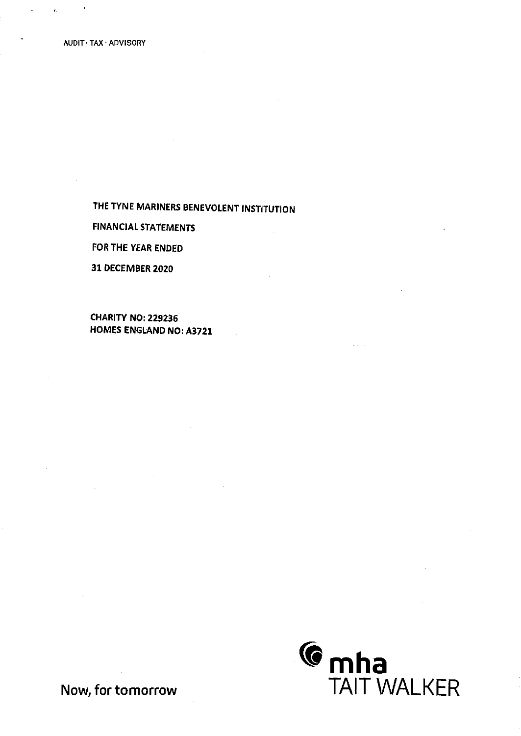AUDIT · TAX · ADVISORY

# THE TYNE MARINERS BENEVOLENT INSTITUTION

FINANCIAL STATEMENTS

FOR THE YEAR ENDED

31 DECEMBER 2020

CHARITY NO: 229236
HOMES ENGLAND NO: A3721

Now, for tomorrow

mha
TAIT WALKER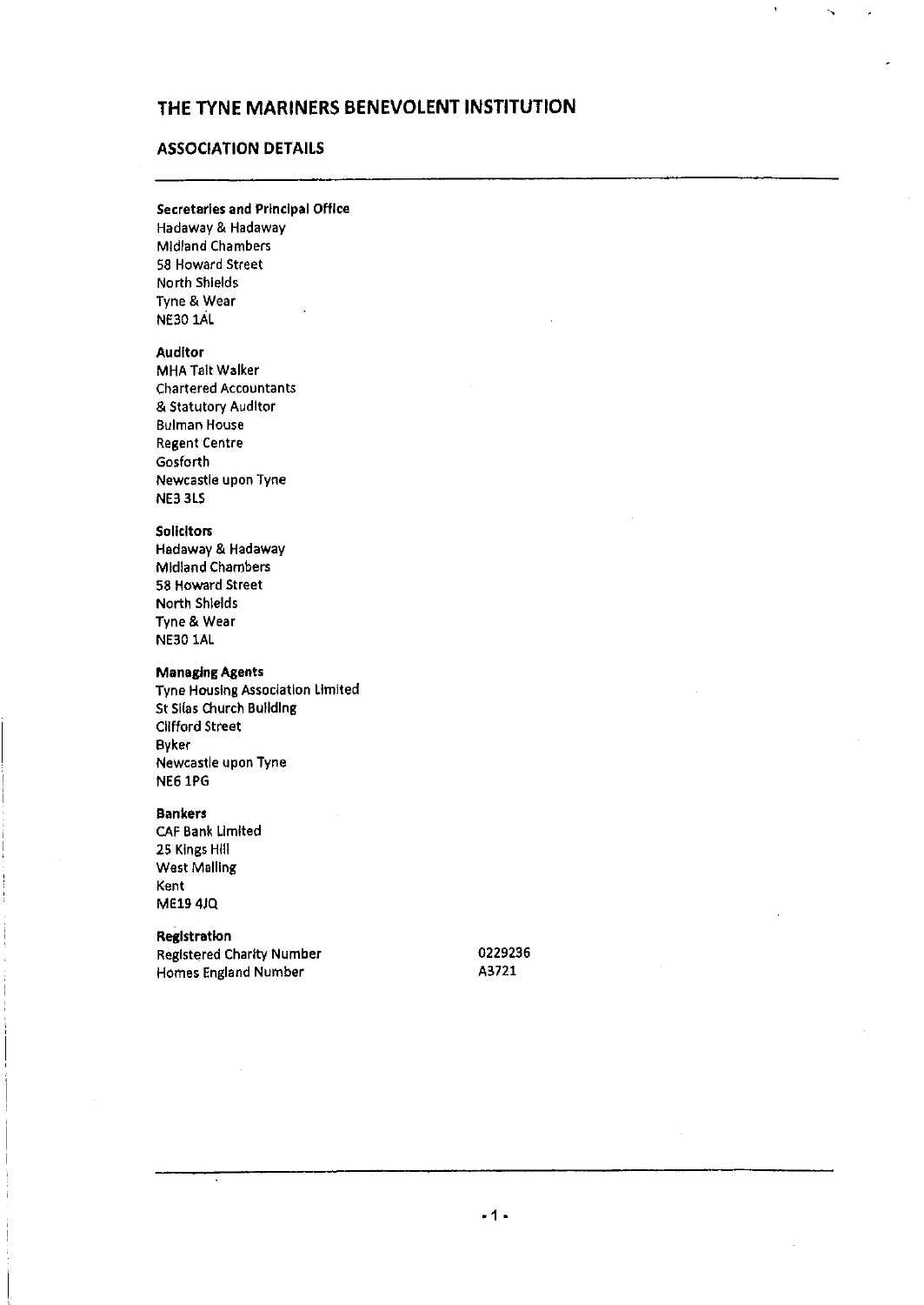# THE TYNE MARINERS BENEVOLENT INSTITUTION

## ASSOCIATION DETAILS

**Secretaries and Principal Office**
Hadaway & Hadaway
Midland Chambers
58 Howard Street
North Shields
Tyne & Wear
NE30 1AL

**Auditor**
MHA Tait Walker
Chartered Accountants
& Statutory Auditor
Bulman House
Regent Centre
Gosforth
Newcastle upon Tyne
NE3 3LS

**Solicitors**
Hadaway & Hadaway
Midland Chambers
58 Howard Street
North Shields
Tyne & Wear
NE30 1AL

**Managing Agents**
Tyne Housing Association Limited
St Silas Church Building
Clifford Street
Byker
Newcastle upon Tyne
NE6 1PG

**Bankers**
CAF Bank Limited
25 Kings Hill
West Malling
Kent
ME19 4JQ

**Registration**

| | |
|---|---|
| Registered Charity Number | 0229236 |
| Homes England Number | A3721 |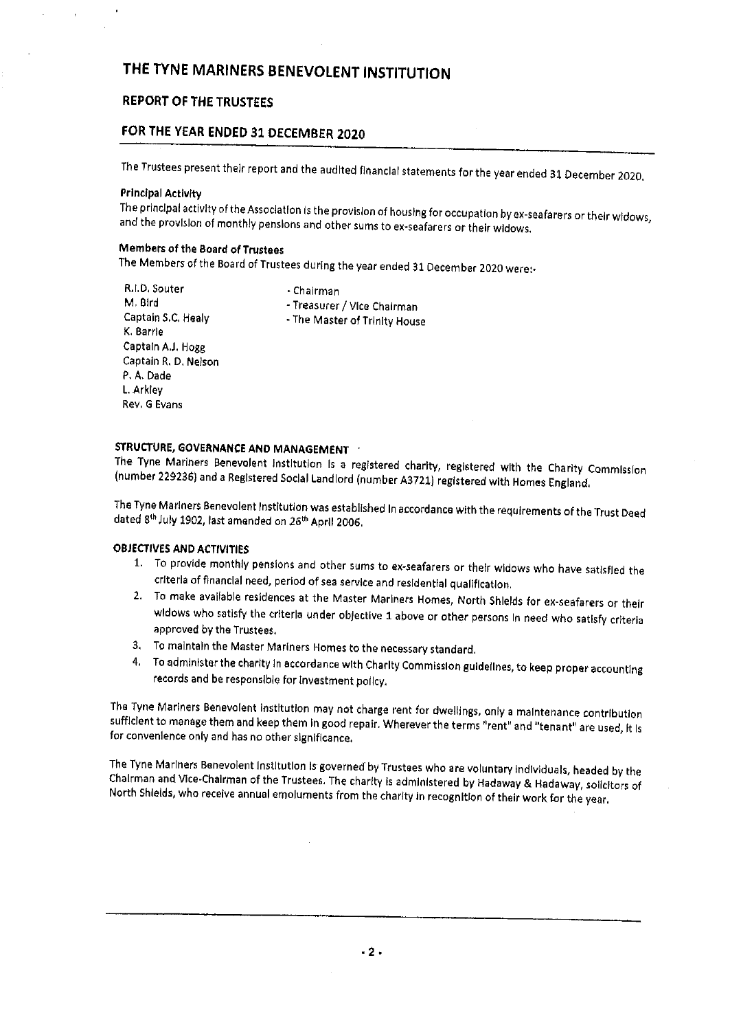# THE TYNE MARINERS BENEVOLENT INSTITUTION

## REPORT OF THE TRUSTEES

## FOR THE YEAR ENDED 31 DECEMBER 2020

The Trustees present their report and the audited financial statements for the year ended 31 December 2020.

**Principal Activity**

The principal activity of the Association is the provision of housing for occupation by ex-seafarers or their widows, and the provision of monthly pensions and other sums to ex-seafarers or their widows.

**Members of the Board of Trustees**

The Members of the Board of Trustees during the year ended 31 December 2020 were:-

| | |
|---|---|
| R.I.D. Souter | - Chairman |
| M. Bird | - Treasurer / Vice Chairman |
| Captain S.C. Healy | - The Master of Trinity House |
| K. Barrie | |
| Captain A.J. Hogg | |
| Captain R. D. Nelson | |
| P. A. Dade | |
| L. Arkley | |
| Rev. G Evans | |

**STRUCTURE, GOVERNANCE AND MANAGEMENT**

The Tyne Mariners Benevolent Institution is a registered charity, registered with the Charity Commission (number 229236) and a Registered Social Landlord (number A3721) registered with Homes England.

The Tyne Mariners Benevolent Institution was established in accordance with the requirements of the Trust Deed dated 8th July 1902, last amended on 26th April 2006.

**OBJECTIVES AND ACTIVITIES**

1. To provide monthly pensions and other sums to ex-seafarers or their widows who have satisfied the criteria of financial need, period of sea service and residential qualification.
2. To make available residences at the Master Mariners Homes, North Shields for ex-seafarers or their widows who satisfy the criteria under objective 1 above or other persons in need who satisfy criteria approved by the Trustees.
3. To maintain the Master Mariners Homes to the necessary standard.
4. To administer the charity in accordance with Charity Commission guidelines, to keep proper accounting records and be responsible for investment policy.

The Tyne Mariners Benevolent Institution may not charge rent for dwellings, only a maintenance contribution sufficient to manage them and keep them in good repair. Wherever the terms "rent" and "tenant" are used, it is for convenience only and has no other significance.

The Tyne Mariners Benevolent Institution is governed by Trustees who are voluntary individuals, headed by the Chairman and Vice-Chairman of the Trustees. The charity is administered by Hadaway & Hadaway, solicitors of North Shields, who receive annual emoluments from the charity in recognition of their work for the year.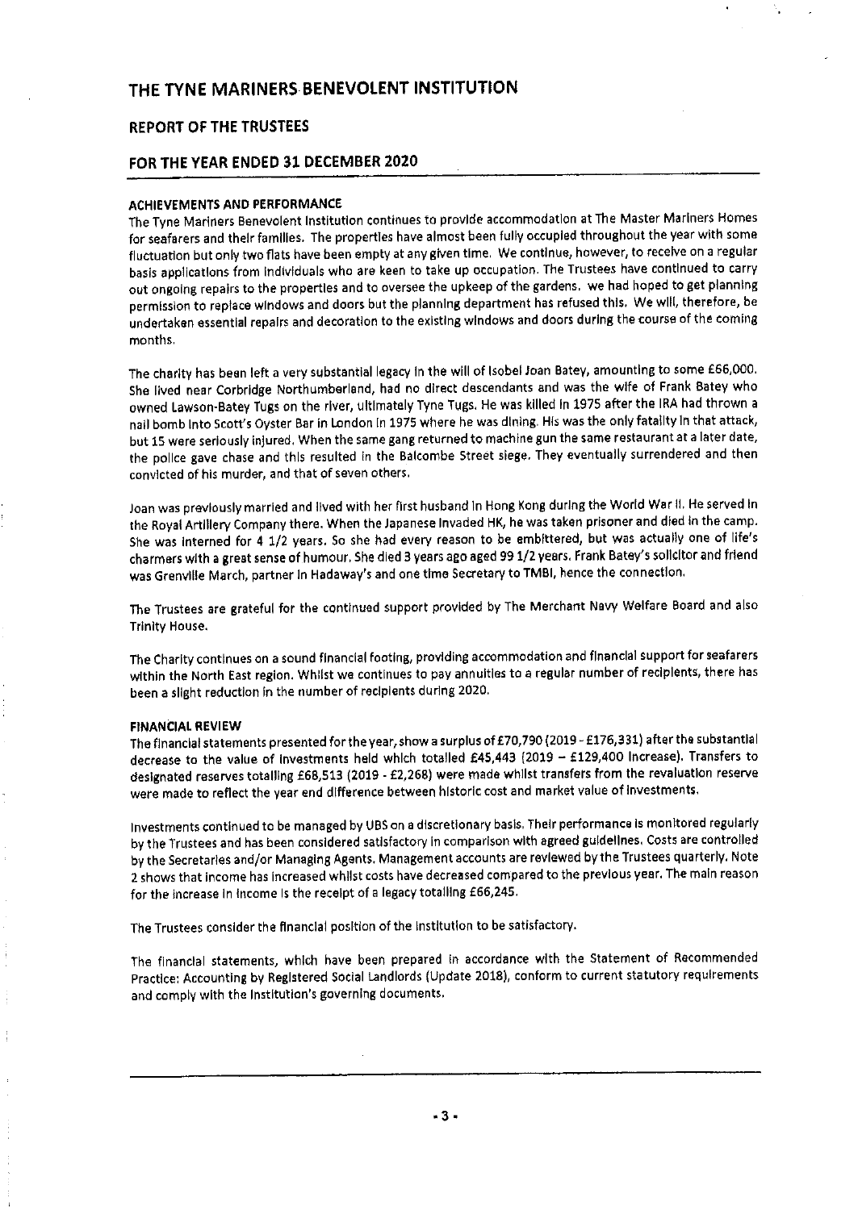# THE TYNE MARINERS BENEVOLENT INSTITUTION

## REPORT OF THE TRUSTEES

## FOR THE YEAR ENDED 31 DECEMBER 2020

### ACHIEVEMENTS AND PERFORMANCE

The Tyne Mariners Benevolent Institution continues to provide accommodation at The Master Mariners Homes for seafarers and their families. The properties have almost been fully occupied throughout the year with some fluctuation but only two flats have been empty at any given time. We continue, however, to receive on a regular basis applications from individuals who are keen to take up occupation. The Trustees have continued to carry out ongoing repairs to the properties and to oversee the upkeep of the gardens. we had hoped to get planning permission to replace windows and doors but the planning department has refused this. We will, therefore, be undertaken essential repairs and decoration to the existing windows and doors during the course of the coming months.

The charity has been left a very substantial legacy in the will of Isobel Joan Batey, amounting to some £66,000. She lived near Corbridge Northumberland, had no direct descendants and was the wife of Frank Batey who owned Lawson-Batey Tugs on the river, ultimately Tyne Tugs. He was killed in 1975 after the IRA had thrown a nail bomb into Scott's Oyster Bar in London in 1975 where he was dining. His was the only fatality in that attack, but 15 were seriously injured. When the same gang returned to machine gun the same restaurant at a later date, the police gave chase and this resulted in the Balcombe Street siege. They eventually surrendered and then convicted of his murder, and that of seven others.

Joan was previously married and lived with her first husband in Hong Kong during the World War II. He served in the Royal Artillery Company there. When the Japanese invaded HK, he was taken prisoner and died in the camp. She was interned for 4 1/2 years. So she had every reason to be embittered, but was actually one of life's charmers with a great sense of humour. She died 3 years ago aged 99 1/2 years. Frank Batey's solicitor and friend was Grenville March, partner in Hadaway's and one time Secretary to TMBI, hence the connection.

The Trustees are grateful for the continued support provided by The Merchant Navy Welfare Board and also Trinity House.

The Charity continues on a sound financial footing, providing accommodation and financial support for seafarers within the North East region. Whilst we continues to pay annuities to a regular number of recipients, there has been a slight reduction in the number of recipients during 2020.

### FINANCIAL REVIEW

The financial statements presented for the year, show a surplus of £70,790 (2019 - £176,331) after the substantial decrease to the value of investments held which totalled £45,443 (2019 – £129,400 increase). Transfers to designated reserves totalling £68,513 (2019 - £2,268) were made whilst transfers from the revaluation reserve were made to reflect the year end difference between historic cost and market value of investments.

Investments continued to be managed by UBS on a discretionary basis. Their performance is monitored regularly by the Trustees and has been considered satisfactory in comparison with agreed guidelines. Costs are controlled by the Secretaries and/or Managing Agents. Management accounts are reviewed by the Trustees quarterly. Note 2 shows that income has increased whilst costs have decreased compared to the previous year. The main reason for the increase in income is the receipt of a legacy totalling £66,245.

The Trustees consider the financial position of the Institution to be satisfactory.

The financial statements, which have been prepared in accordance with the Statement of Recommended Practice: Accounting by Registered Social Landlords (Update 2018), conform to current statutory requirements and comply with the Institution's governing documents.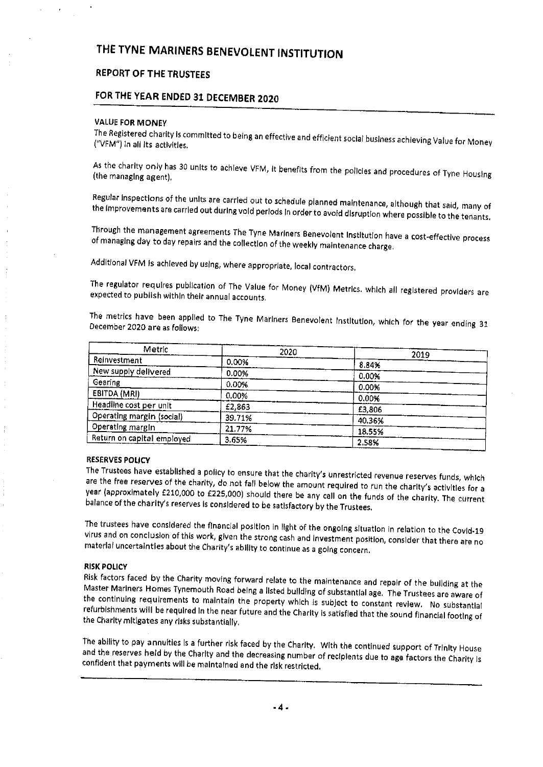# THE TYNE MARINERS BENEVOLENT INSTITUTION

## REPORT OF THE TRUSTEES

## FOR THE YEAR ENDED 31 DECEMBER 2020

### VALUE FOR MONEY

The Registered charity is committed to being an effective and efficient social business achieving Value for Money ("VFM") in all its activities.

As the charity only has 30 units to achieve VFM, it benefits from the policies and procedures of Tyne Housing (the managing agent).

Regular inspections of the units are carried out to schedule planned maintenance, although that said, many of the improvements are carried out during void periods in order to avoid disruption where possible to the tenants.

Through the management agreements The Tyne Mariners Benevolent Institution have a cost-effective process of managing day to day repairs and the collection of the weekly maintenance charge.

Additional VFM is achieved by using, where appropriate, local contractors.

The regulator requires publication of The Value for Money (VfM) Metrics. which all registered providers are expected to publish within their annual accounts.

The metrics have been applied to The Tyne Mariners Benevolent Institution, which for the year ending 31 December 2020 are as follows:

| Metric | 2020 | 2019 |
|---|---|---|
| Reinvestment | 0.00% | 8.84% |
| New supply delivered | 0.00% | 0.00% |
| Gearing | 0.00% | 0.00% |
| EBITDA (MRI) | 0.00% | 0.00% |
| Headline cost per unit | £2,863 | £3,806 |
| Operating margin (social) | 39.71% | 40.36% |
| Operating margin | 21.77% | 18.55% |
| Return on capital employed | 3.65% | 2.58% |

### RESERVES POLICY

The Trustees have established a policy to ensure that the charity's unrestricted revenue reserves funds, which are the free reserves of the charity, do not fall below the amount required to run the charity's activities for a year (approximately £210,000 to £225,000) should there be any call on the funds of the charity. The current balance of the charity's reserves is considered to be satisfactory by the Trustees.

The trustees have considered the financial position in light of the ongoing situation in relation to the Covid-19 virus and on conclusion of this work, given the strong cash and investment position, consider that there are no material uncertainties about the Charity's ability to continue as a going concern.

### RISK POLICY

Risk factors faced by the Charity moving forward relate to the maintenance and repair of the building at the Master Mariners Homes Tynemouth Road being a listed building of substantial age. The Trustees are aware of the continuing requirements to maintain the property which is subject to constant review. No substantial refurbishments will be required in the near future and the Charity is satisfied that the sound financial footing of the Charity mitigates any risks substantially.

The ability to pay annuities is a further risk faced by the Charity. With the continued support of Trinity House and the reserves held by the Charity and the decreasing number of recipients due to age factors the Charity is confident that payments will be maintained and the risk restricted.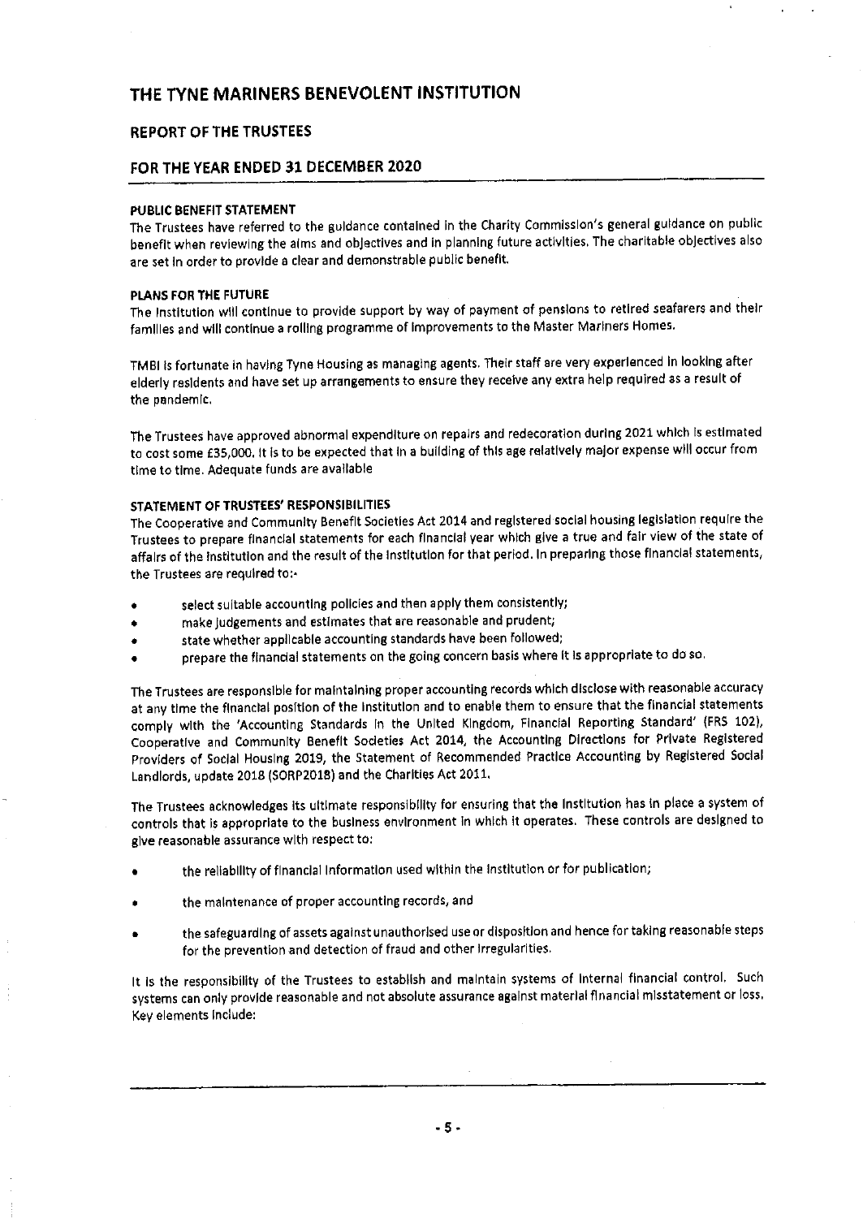# THE TYNE MARINERS BENEVOLENT INSTITUTION

## REPORT OF THE TRUSTEES

## FOR THE YEAR ENDED 31 DECEMBER 2020

**PUBLIC BENEFIT STATEMENT**

The Trustees have referred to the guidance contained in the Charity Commission's general guidance on public benefit when reviewing the aims and objectives and in planning future activities. The charitable objectives also are set in order to provide a clear and demonstrable public benefit.

**PLANS FOR THE FUTURE**

The Institution will continue to provide support by way of payment of pensions to retired seafarers and their families and will continue a rolling programme of improvements to the Master Mariners Homes.

TMBI is fortunate in having Tyne Housing as managing agents. Their staff are very experienced in looking after elderly residents and have set up arrangements to ensure they receive any extra help required as a result of the pandemic.

The Trustees have approved abnormal expenditure on repairs and redecoration during 2021 which is estimated to cost some £35,000. It is to be expected that in a building of this age relatively major expense will occur from time to time. Adequate funds are available

**STATEMENT OF TRUSTEES' RESPONSIBILITIES**

The Cooperative and Community Benefit Societies Act 2014 and registered social housing legislation require the Trustees to prepare financial statements for each financial year which give a true and fair view of the state of affairs of the Institution and the result of the Institution for that period. In preparing those financial statements, the Trustees are required to:-

- select suitable accounting policies and then apply them consistently;
- make judgements and estimates that are reasonable and prudent;
- state whether applicable accounting standards have been followed;
- prepare the financial statements on the going concern basis where it is appropriate to do so.

The Trustees are responsible for maintaining proper accounting records which disclose with reasonable accuracy at any time the financial position of the Institution and to enable them to ensure that the financial statements comply with the 'Accounting Standards in the United Kingdom, Financial Reporting Standard' (FRS 102), Cooperative and Community Benefit Societies Act 2014, the Accounting Directions for Private Registered Providers of Social Housing 2019, the Statement of Recommended Practice Accounting by Registered Social Landlords, update 2018 (SORP2018) and the Charities Act 2011.

The Trustees acknowledges its ultimate responsibility for ensuring that the Institution has in place a system of controls that is appropriate to the business environment in which it operates. These controls are designed to give reasonable assurance with respect to:

- the reliability of financial information used within the Institution or for publication;
- the maintenance of proper accounting records, and
- the safeguarding of assets against unauthorised use or disposition and hence for taking reasonable steps for the prevention and detection of fraud and other irregularities.

It is the responsibility of the Trustees to establish and maintain systems of internal financial control. Such systems can only provide reasonable and not absolute assurance against material financial misstatement or loss. Key elements include: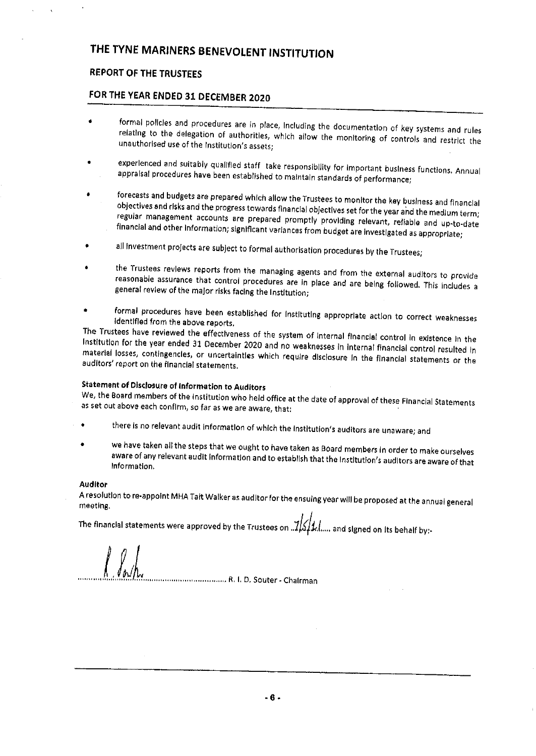# THE TYNE MARINERS BENEVOLENT INSTITUTION

## REPORT OF THE TRUSTEES

## FOR THE YEAR ENDED 31 DECEMBER 2020

- formal policies and procedures are in place, including the documentation of key systems and rules relating to the delegation of authorities, which allow the monitoring of controls and restrict the unauthorised use of the Institution's assets;
- experienced and suitably qualified staff take responsibility for important business functions. Annual appraisal procedures have been established to maintain standards of performance;
- forecasts and budgets are prepared which allow the Trustees to monitor the key business and financial objectives and risks and the progress towards financial objectives set for the year and the medium term; regular management accounts are prepared promptly providing relevant, reliable and up-to-date financial and other information; significant variances from budget are investigated as appropriate;
- all investment projects are subject to formal authorisation procedures by the Trustees;
- the Trustees reviews reports from the managing agents and from the external auditors to provide reasonable assurance that control procedures are in place and are being followed. This includes a general review of the major risks facing the Institution;
- formal procedures have been established for instituting appropriate action to correct weaknesses identified from the above reports.

The Trustees have reviewed the effectiveness of the system of internal financial control in existence in the Institution for the year ended 31 December 2020 and no weaknesses in internal financial control resulted in material losses, contingencies, or uncertainties which require disclosure in the financial statements or the auditors' report on the financial statements.

**Statement of Disclosure of Information to Auditors**

We, the Board members of the Institution who held office at the date of approval of these Financial Statements as set out above each confirm, so far as we are aware, that:

- there is no relevant audit information of which the Institution's auditors are unaware; and
- we have taken all the steps that we ought to have taken as Board members in order to make ourselves aware of any relevant audit information and to establish that the Institution's auditors are aware of that information.

**Auditor**

A resolution to re-appoint MHA Tait Walker as auditor for the ensuing year will be proposed at the annual general meeting.

The financial statements were approved by the Trustees on 7/5/21 and signed on its behalf by:-

........................................................ R. I. D. Souter - Chairman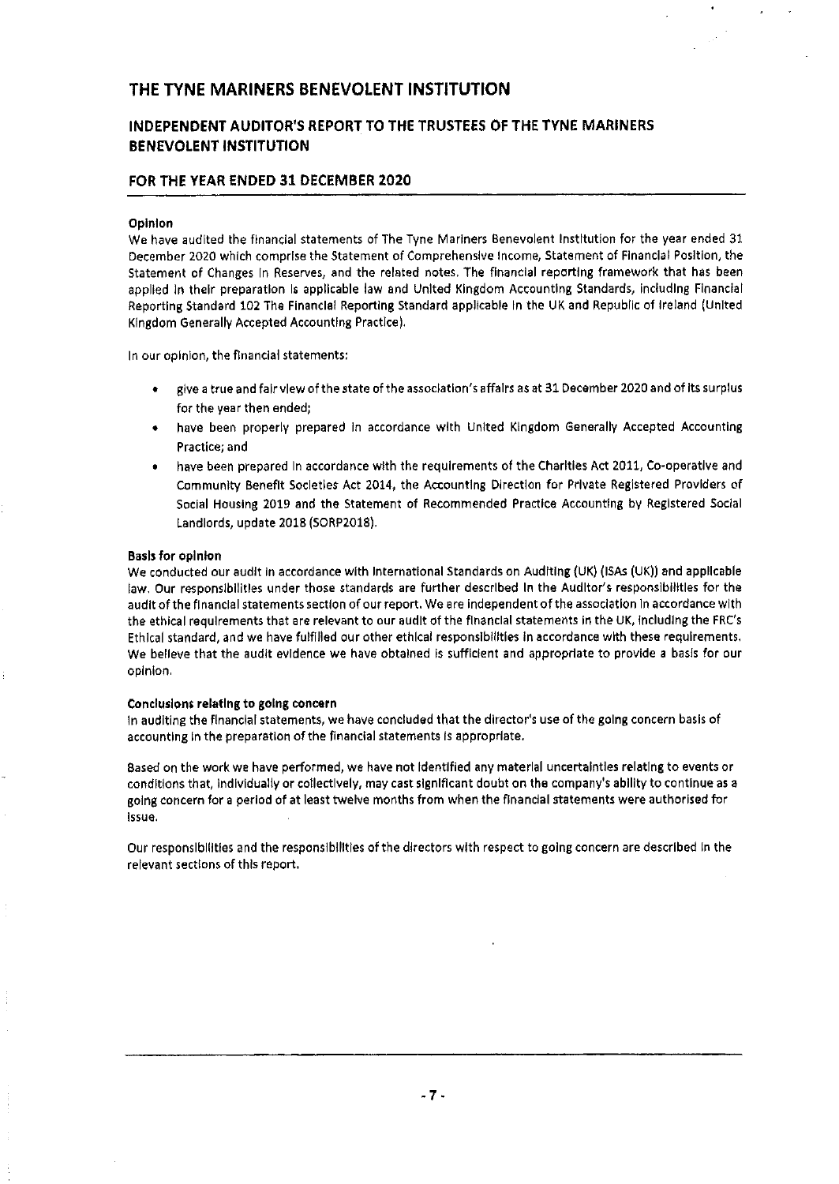# THE TYNE MARINERS BENEVOLENT INSTITUTION

## INDEPENDENT AUDITOR'S REPORT TO THE TRUSTEES OF THE TYNE MARINERS BENEVOLENT INSTITUTION

## FOR THE YEAR ENDED 31 DECEMBER 2020

**Opinion**

We have audited the financial statements of The Tyne Mariners Benevolent Institution for the year ended 31 December 2020 which comprise the Statement of Comprehensive Income, Statement of Financial Position, the Statement of Changes in Reserves, and the related notes. The financial reporting framework that has been applied in their preparation is applicable law and United Kingdom Accounting Standards, including Financial Reporting Standard 102 The Financial Reporting Standard applicable in the UK and Republic of Ireland (United Kingdom Generally Accepted Accounting Practice).

In our opinion, the financial statements:

- give a true and fair view of the state of the association's affairs as at 31 December 2020 and of its surplus for the year then ended;
- have been properly prepared in accordance with United Kingdom Generally Accepted Accounting Practice; and
- have been prepared in accordance with the requirements of the Charities Act 2011, Co-operative and Community Benefit Societies Act 2014, the Accounting Direction for Private Registered Providers of Social Housing 2019 and the Statement of Recommended Practice Accounting by Registered Social Landlords, update 2018 (SORP2018).

**Basis for opinion**

We conducted our audit in accordance with International Standards on Auditing (UK) (ISAs (UK)) and applicable law. Our responsibilities under those standards are further described in the Auditor's responsibilities for the audit of the financial statements section of our report. We are independent of the association in accordance with the ethical requirements that are relevant to our audit of the financial statements in the UK, including the FRC's Ethical standard, and we have fulfilled our other ethical responsibilities in accordance with these requirements. We believe that the audit evidence we have obtained is sufficient and appropriate to provide a basis for our opinion.

**Conclusions relating to going concern**

In auditing the financial statements, we have concluded that the director's use of the going concern basis of accounting in the preparation of the financial statements is appropriate.

Based on the work we have performed, we have not identified any material uncertainties relating to events or conditions that, individually or collectively, may cast significant doubt on the company's ability to continue as a going concern for a period of at least twelve months from when the financial statements were authorised for issue.

Our responsibilities and the responsibilities of the directors with respect to going concern are described in the relevant sections of this report.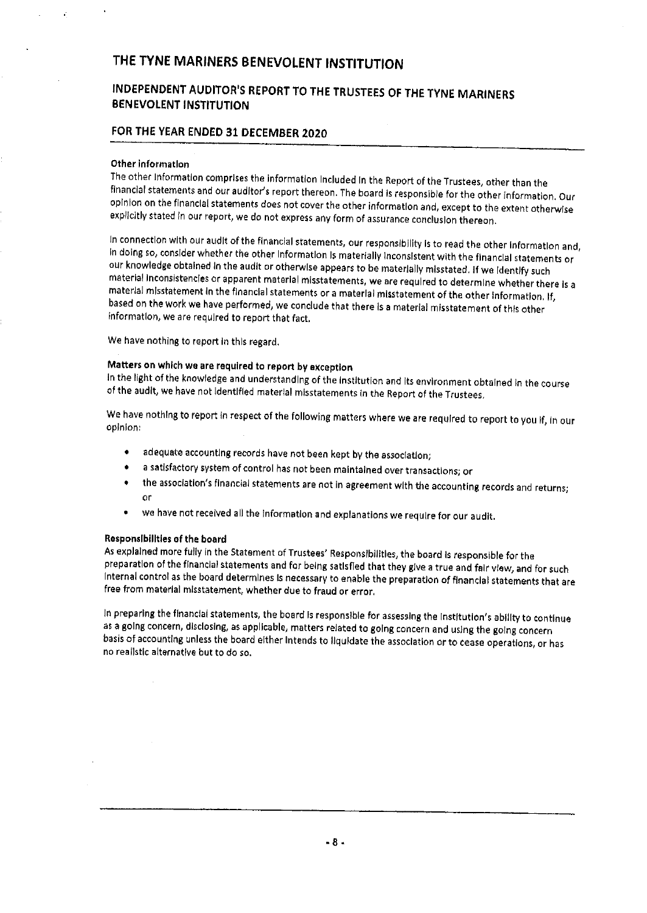# THE TYNE MARINERS BENEVOLENT INSTITUTION

## INDEPENDENT AUDITOR'S REPORT TO THE TRUSTEES OF THE TYNE MARINERS BENEVOLENT INSTITUTION

## FOR THE YEAR ENDED 31 DECEMBER 2020

**Other information**

The other information comprises the information included in the Report of the Trustees, other than the financial statements and our auditor's report thereon. The board is responsible for the other information. Our opinion on the financial statements does not cover the other information and, except to the extent otherwise explicitly stated in our report, we do not express any form of assurance conclusion thereon.

In connection with our audit of the financial statements, our responsibility is to read the other information and, in doing so, consider whether the other information is materially inconsistent with the financial statements or our knowledge obtained in the audit or otherwise appears to be materially misstated. If we identify such material inconsistencies or apparent material misstatements, we are required to determine whether there is a material misstatement in the financial statements or a material misstatement of the other information. If, based on the work we have performed, we conclude that there is a material misstatement of this other information, we are required to report that fact.

We have nothing to report in this regard.

**Matters on which we are required to report by exception**

In the light of the knowledge and understanding of the institution and its environment obtained in the course of the audit, we have not identified material misstatements in the Report of the Trustees.

We have nothing to report in respect of the following matters where we are required to report to you if, in our opinion:

- adequate accounting records have not been kept by the association;
- a satisfactory system of control has not been maintained over transactions; or
- the association's financial statements are not in agreement with the accounting records and returns; or
- we have not received all the information and explanations we require for our audit.

**Responsibilities of the board**

As explained more fully in the Statement of Trustees' Responsibilities, the board is responsible for the preparation of the financial statements and for being satisfied that they give a true and fair view, and for such internal control as the board determines is necessary to enable the preparation of financial statements that are free from material misstatement, whether due to fraud or error.

In preparing the financial statements, the board is responsible for assessing the institution's ability to continue as a going concern, disclosing, as applicable, matters related to going concern and using the going concern basis of accounting unless the board either intends to liquidate the association or to cease operations, or has no realistic alternative but to do so.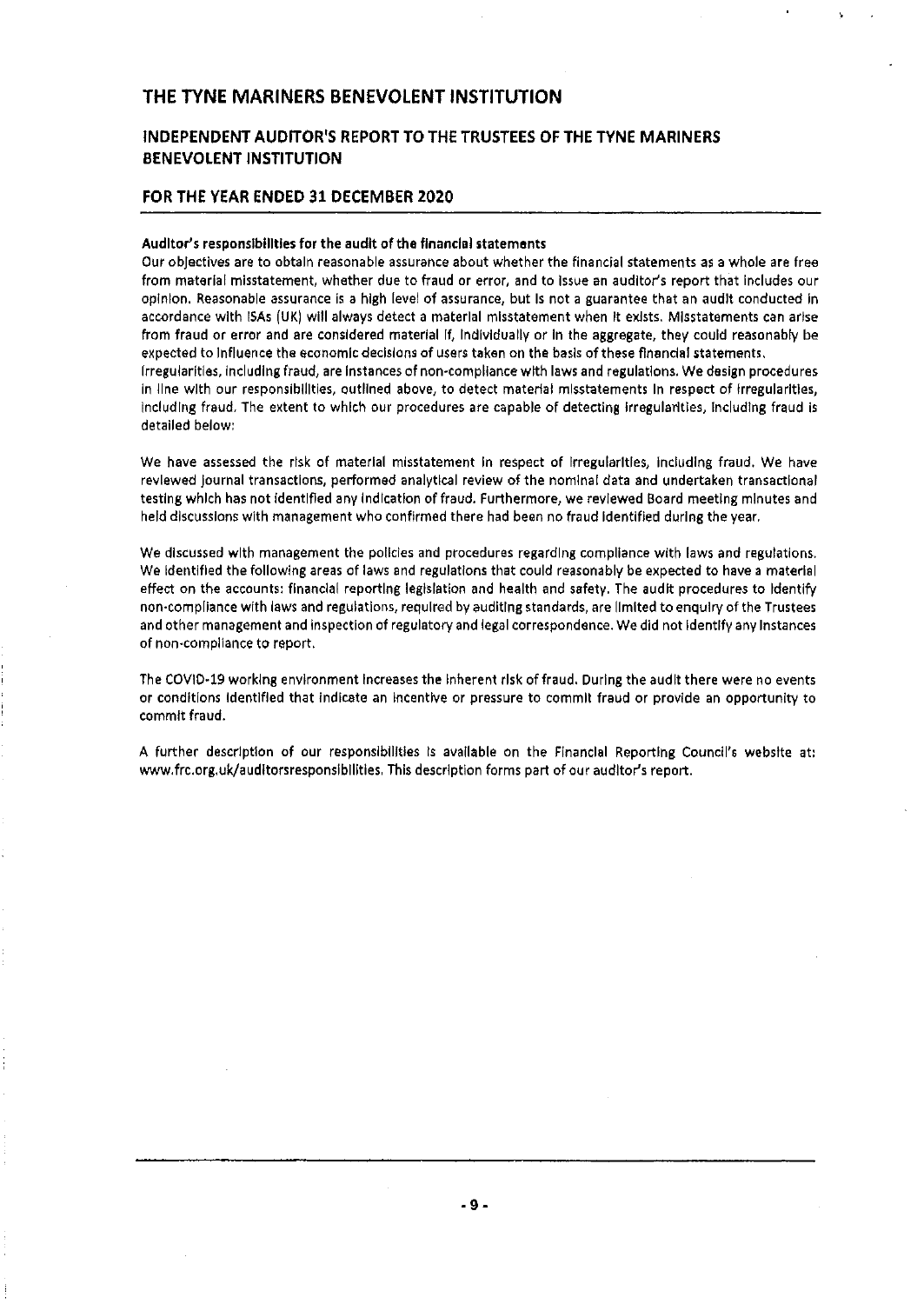## THE TYNE MARINERS BENEVOLENT INSTITUTION

### INDEPENDENT AUDITOR'S REPORT TO THE TRUSTEES OF THE TYNE MARINERS BENEVOLENT INSTITUTION

### FOR THE YEAR ENDED 31 DECEMBER 2020

**Auditor's responsibilities for the audit of the financial statements**

Our objectives are to obtain reasonable assurance about whether the financial statements as a whole are free from material misstatement, whether due to fraud or error, and to issue an auditor's report that includes our opinion. Reasonable assurance is a high level of assurance, but is not a guarantee that an audit conducted in accordance with ISAs (UK) will always detect a material misstatement when it exists. Misstatements can arise from fraud or error and are considered material if, individually or in the aggregate, they could reasonably be expected to influence the economic decisions of users taken on the basis of these financial statements.

Irregularities, including fraud, are instances of non-compliance with laws and regulations. We design procedures in line with our responsibilities, outlined above, to detect material misstatements in respect of irregularities, including fraud. The extent to which our procedures are capable of detecting irregularities, including fraud is detailed below:

We have assessed the risk of material misstatement in respect of irregularities, including fraud. We have reviewed journal transactions, performed analytical review of the nominal data and undertaken transactional testing which has not identified any indication of fraud. Furthermore, we reviewed Board meeting minutes and held discussions with management who confirmed there had been no fraud identified during the year.

We discussed with management the policies and procedures regarding compliance with laws and regulations. We identified the following areas of laws and regulations that could reasonably be expected to have a material effect on the accounts: financial reporting legislation and health and safety. The audit procedures to identify non-compliance with laws and regulations, required by auditing standards, are limited to enquiry of the Trustees and other management and inspection of regulatory and legal correspondence. We did not identify any instances of non-compliance to report.

The COVID-19 working environment increases the inherent risk of fraud. During the audit there were no events or conditions identified that indicate an incentive or pressure to commit fraud or provide an opportunity to commit fraud.

A further description of our responsibilities is available on the Financial Reporting Council's website at: www.frc.org.uk/auditorsresponsibilities. This description forms part of our auditor's report.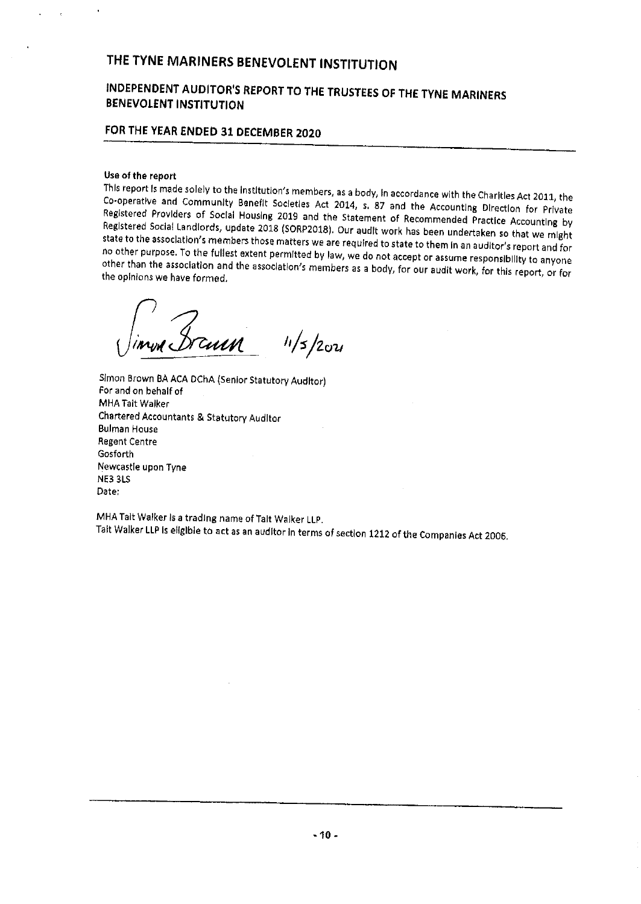# THE TYNE MARINERS BENEVOLENT INSTITUTION

## INDEPENDENT AUDITOR'S REPORT TO THE TRUSTEES OF THE TYNE MARINERS BENEVOLENT INSTITUTION

### FOR THE YEAR ENDED 31 DECEMBER 2020

**Use of the report**

This report is made solely to the Institution's members, as a body, in accordance with the Charities Act 2011, the Co-operative and Community Benefit Societies Act 2014, s. 87 and the Accounting Direction for Private Registered Providers of Social Housing 2019 and the Statement of Recommended Practice Accounting by Registered Social Landlords, update 2018 (SORP2018). Our audit work has been undertaken so that we might state to the association's members those matters we are required to state to them in an auditor's report and for no other purpose. To the fullest extent permitted by law, we do not accept or assume responsibility to anyone other than the association and the association's members as a body, for our audit work, for this report, or for the opinions we have formed.

Simon Brown 11/5/2021

Simon Brown BA ACA DChA (Senior Statutory Auditor)
For and on behalf of
MHA Tait Walker
Chartered Accountants & Statutory Auditor
Bulman House
Regent Centre
Gosforth
Newcastle upon Tyne
NE3 3LS
Date:

MHA Tait Walker is a trading name of Tait Walker LLP.
Tait Walker LLP is eligible to act as an auditor in terms of section 1212 of the Companies Act 2006.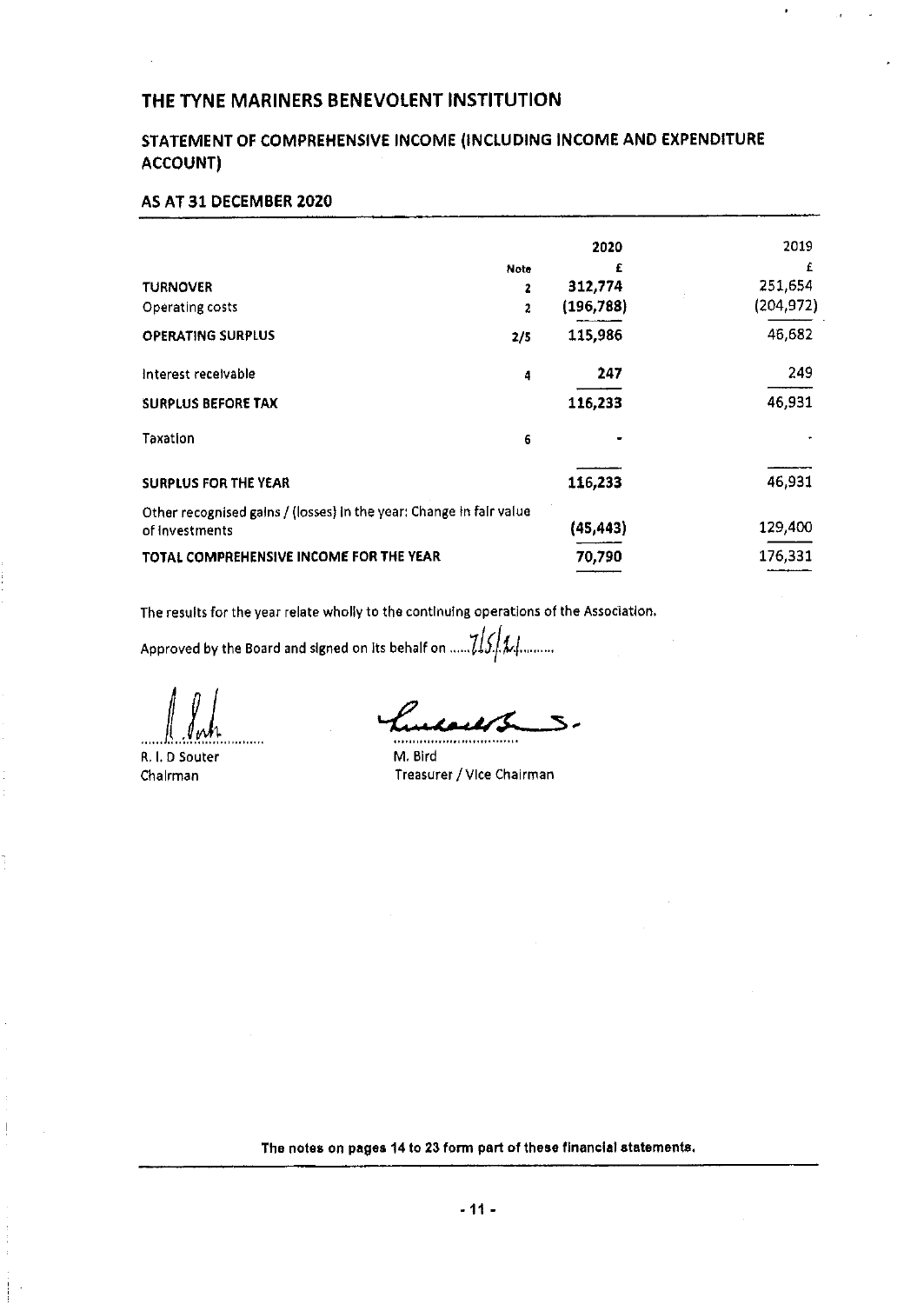# THE TYNE MARINERS BENEVOLENT INSTITUTION

## STATEMENT OF COMPREHENSIVE INCOME (INCLUDING INCOME AND EXPENDITURE ACCOUNT)

### AS AT 31 DECEMBER 2020

| | Note | 2020 £ | 2019 £ |
|---|---|---|---|
| **TURNOVER** | 2 | 312,774 | 251,654 |
| Operating costs | 2 | (196,788) | (204,972) |
| **OPERATING SURPLUS** | 2/5 | 115,986 | 46,682 |
| Interest receivable | 4 | 247 | 249 |
| **SURPLUS BEFORE TAX** | | 116,233 | 46,931 |
| Taxation | 6 | - | - |
| **SURPLUS FOR THE YEAR** | | 116,233 | 46,931 |
| Other recognised gains / (losses) in the year: Change in fair value of investments | | (45,443) | 129,400 |
| **TOTAL COMPREHENSIVE INCOME FOR THE YEAR** | | 70,790 | 176,331 |

The results for the year relate wholly to the continuing operations of the Association.

Approved by the Board and signed on its behalf on 7/5/21

R. I. D Souter
Chairman

M. Bird
Treasurer / Vice Chairman

**The notes on pages 14 to 23 form part of these financial statements.**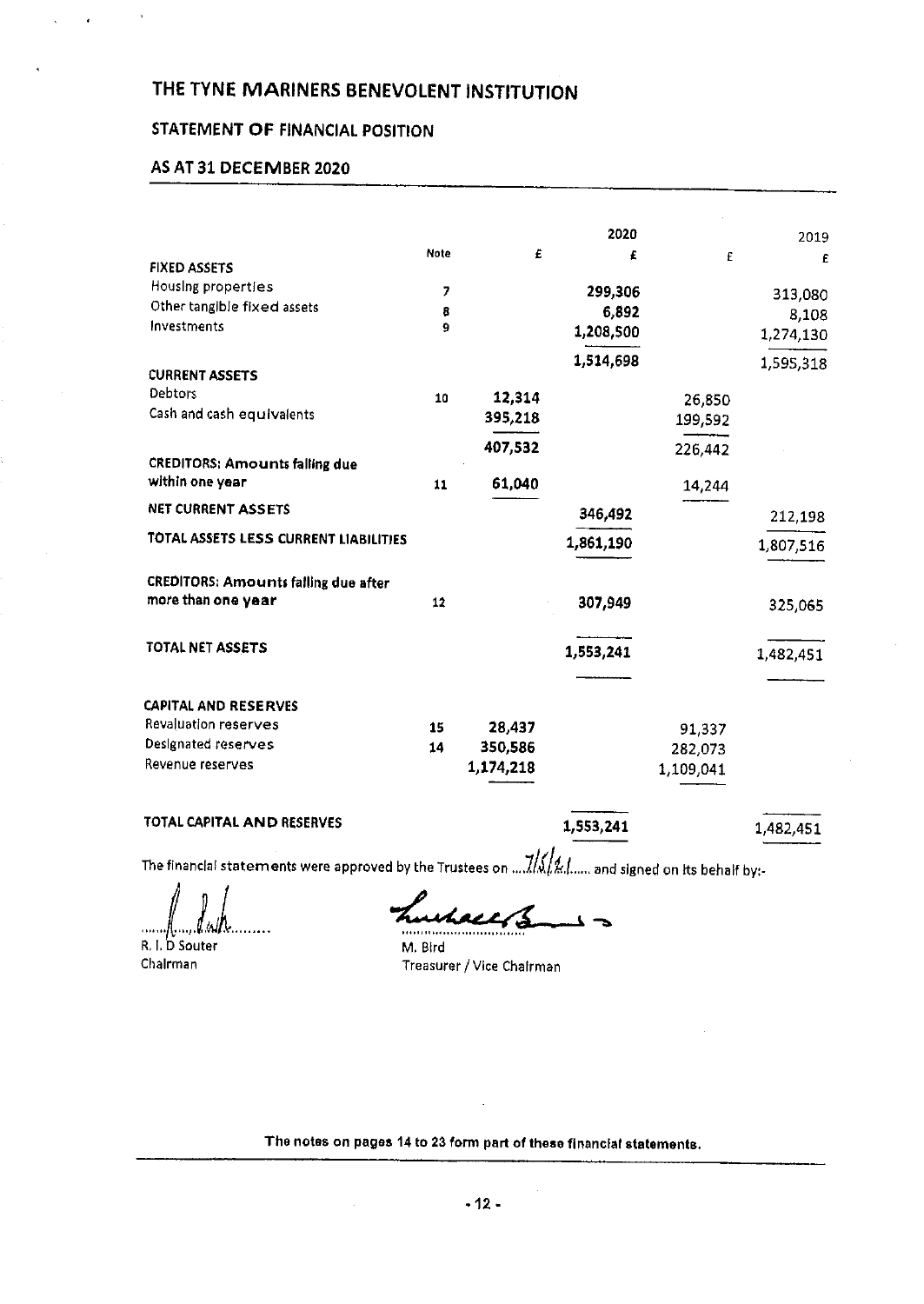# THE TYNE MARINERS BENEVOLENT INSTITUTION

## STATEMENT OF FINANCIAL POSITION

## AS AT 31 DECEMBER 2020

| | Note | £ | 2020 £ | £ | 2019 £ |
|---|---|---|---|---|---|
| **FIXED ASSETS** | | | | | |
| Housing properties | 7 | | 299,306 | | 313,080 |
| Other tangible fixed assets | 8 | | 6,892 | | 8,108 |
| Investments | 9 | | 1,208,500 | | 1,274,130 |
| | | | 1,514,698 | | 1,595,318 |
| **CURRENT ASSETS** | | | | | |
| Debtors | 10 | 12,314 | | 26,850 | |
| Cash and cash equivalents | | 395,218 | | 199,592 | |
| | | 407,532 | | 226,442 | |
| **CREDITORS: Amounts falling due within one year** | 11 | 61,040 | | 14,244 | |
| **NET CURRENT ASSETS** | | | 346,492 | | 212,198 |
| **TOTAL ASSETS LESS CURRENT LIABILITIES** | | | 1,861,190 | | 1,807,516 |
| **CREDITORS: Amounts falling due after more than one year** | 12 | | 307,949 | | 325,065 |
| **TOTAL NET ASSETS** | | | 1,553,241 | | 1,482,451 |
| **CAPITAL AND RESERVES** | | | | | |
| Revaluation reserves | 15 | 28,437 | | 91,337 | |
| Designated reserves | 14 | 350,586 | | 282,073 | |
| Revenue reserves | | 1,174,218 | | 1,109,041 | |
| **TOTAL CAPITAL AND RESERVES** | | | 1,553,241 | | 1,482,451 |

The financial statements were approved by the Trustees on 7/5/21 and signed on its behalf by:-

R. I. D Souter
Chairman

M. Bird
Treasurer / Vice Chairman

**The notes on pages 14 to 23 form part of these financial statements.**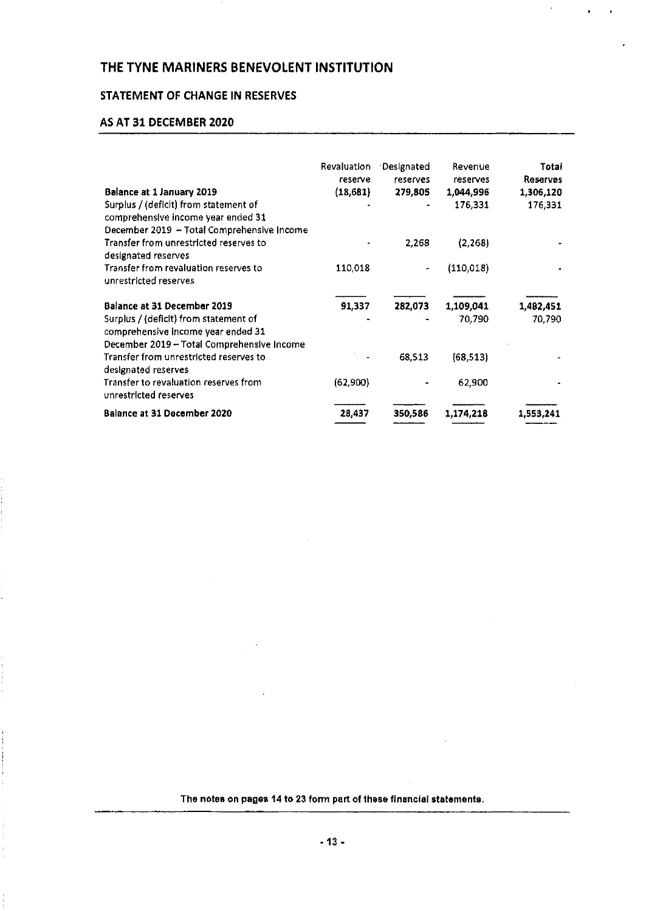# THE TYNE MARINERS BENEVOLENT INSTITUTION

## STATEMENT OF CHANGE IN RESERVES

## AS AT 31 DECEMBER 2020

| | Revaluation reserve | Designated reserves | Revenue reserves | **Total Reserves** |
|---|---|---|---|---|
| **Balance at 1 January 2019** | **(18,681)** | **279,805** | **1,044,996** | **1,306,120** |
| Surplus / (deficit) from statement of comprehensive income year ended 31 December 2019 – Total Comprehensive Income | - | - | 176,331 | 176,331 |
| Transfer from unrestricted reserves to designated reserves | - | 2,268 | (2,268) | - |
| Transfer from revaluation reserves to unrestricted reserves | 110,018 | - | (110,018) | - |
| **Balance at 31 December 2019** | **91,337** | **282,073** | **1,109,041** | **1,482,451** |
| Surplus / (deficit) from statement of comprehensive income year ended 31 December 2019 – Total Comprehensive Income | - | - | 70,790 | 70,790 |
| Transfer from unrestricted reserves to designated reserves | - | 68,513 | (68,513) | - |
| Transfer to revaluation reserves from unrestricted reserves | (62,900) | - | 62,900 | - |
| **Balance at 31 December 2020** | **28,437** | **350,586** | **1,174,218** | **1,553,241** |

**The notes on pages 14 to 23 form part of these financial statements.**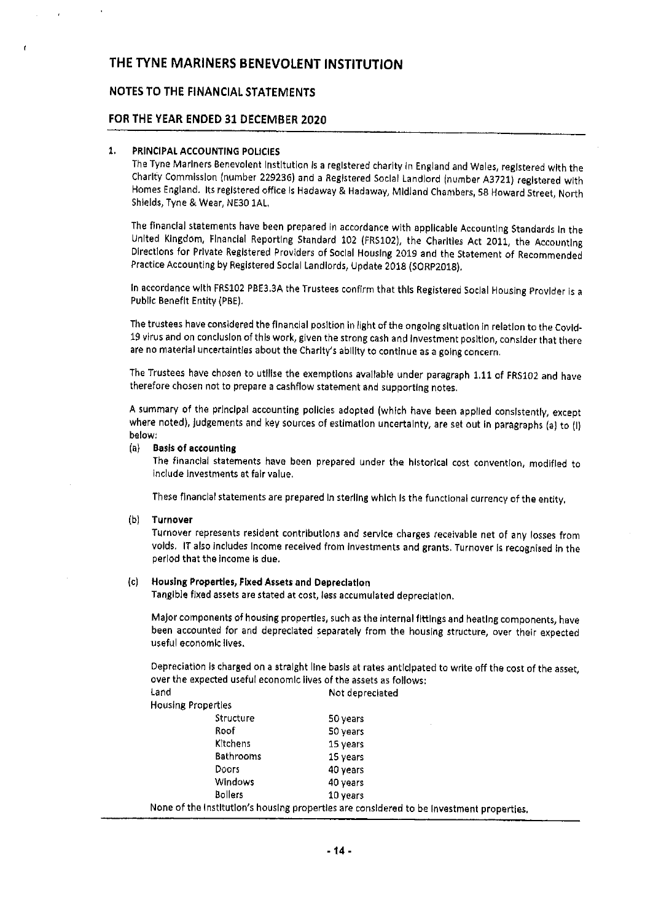# THE TYNE MARINERS BENEVOLENT INSTITUTION

## NOTES TO THE FINANCIAL STATEMENTS

## FOR THE YEAR ENDED 31 DECEMBER 2020

### 1. PRINCIPAL ACCOUNTING POLICIES

The Tyne Mariners Benevolent Institution is a registered charity in England and Wales, registered with the Charity Commission (number 229236) and a Registered Social Landlord (number A3721) registered with Homes England. Its registered office is Hadaway & Hadaway, Midland Chambers, 58 Howard Street, North Shields, Tyne & Wear, NE30 1AL.

The financial statements have been prepared in accordance with applicable Accounting Standards in the United Kingdom, Financial Reporting Standard 102 (FRS102), the Charities Act 2011, the Accounting Directions for Private Registered Providers of Social Housing 2019 and the Statement of Recommended Practice Accounting by Registered Social Landlords, Update 2018 (SORP2018).

In accordance with FRS102 PBE3.3A the Trustees confirm that this Registered Social Housing Provider is a Public Benefit Entity (PBE).

The trustees have considered the financial position in light of the ongoing situation in relation to the Covid-19 virus and on conclusion of this work, given the strong cash and investment position, consider that there are no material uncertainties about the Charity's ability to continue as a going concern.

The Trustees have chosen to utilise the exemptions available under paragraph 1.11 of FRS102 and have therefore chosen not to prepare a cashflow statement and supporting notes.

A summary of the principal accounting policies adopted (which have been applied consistently, except where noted), judgements and key sources of estimation uncertainty, are set out in paragraphs (a) to (l) below:

**(a) Basis of accounting**

The financial statements have been prepared under the historical cost convention, modified to include investments at fair value.

These financial statements are prepared in sterling which is the functional currency of the entity.

**(b) Turnover**

Turnover represents resident contributions and service charges receivable net of any losses from voids. IT also includes income received from investments and grants. Turnover is recognised in the period that the income is due.

**(c) Housing Properties, Fixed Assets and Depreciation**

Tangible fixed assets are stated at cost, less accumulated depreciation.

Major components of housing properties, such as the internal fittings and heating components, have been accounted for and depreciated separately from the housing structure, over their expected useful economic lives.

Depreciation is charged on a straight line basis at rates anticipated to write off the cost of the asset, over the expected useful economic lives of the assets as follows:

| | |
|---|---|
| Land | Not depreciated |
| Housing Properties | |
| Structure | 50 years |
| Roof | 50 years |
| Kitchens | 15 years |
| Bathrooms | 15 years |
| Doors | 40 years |
| Windows | 40 years |
| Boilers | 10 years |

None of the Institution's housing properties are considered to be investment properties.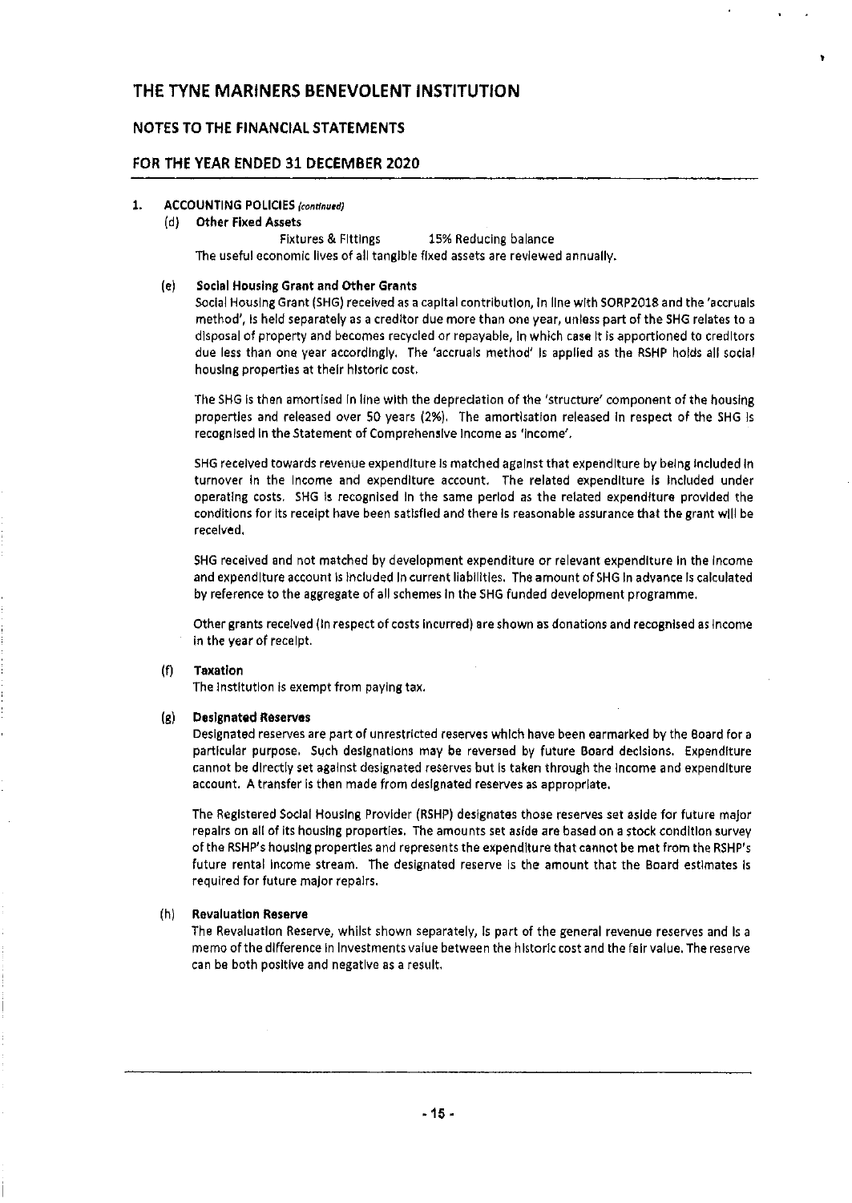# THE TYNE MARINERS BENEVOLENT INSTITUTION

## NOTES TO THE FINANCIAL STATEMENTS

## FOR THE YEAR ENDED 31 DECEMBER 2020

**1. ACCOUNTING POLICIES** *(continued)*

**(d) Other Fixed Assets**

Fixtures & Fittings 15% Reducing balance

The useful economic lives of all tangible fixed assets are reviewed annually.

**(e) Social Housing Grant and Other Grants**

Social Housing Grant (SHG) received as a capital contribution, in line with SORP2018 and the 'accruals method', is held separately as a creditor due more than one year, unless part of the SHG relates to a disposal of property and becomes recycled or repayable, in which case it is apportioned to creditors due less than one year accordingly. The 'accruals method' is applied as the RSHP holds all social housing properties at their historic cost.

The SHG is then amortised in line with the depreciation of the 'structure' component of the housing properties and released over 50 years (2%). The amortisation released in respect of the SHG is recognised in the Statement of Comprehensive Income as 'income'.

SHG received towards revenue expenditure is matched against that expenditure by being included in turnover in the income and expenditure account. The related expenditure is included under operating costs. SHG is recognised in the same period as the related expenditure provided the conditions for its receipt have been satisfied and there is reasonable assurance that the grant will be received.

SHG received and not matched by development expenditure or relevant expenditure in the income and expenditure account is included in current liabilities. The amount of SHG in advance is calculated by reference to the aggregate of all schemes in the SHG funded development programme.

Other grants received (in respect of costs incurred) are shown as donations and recognised as income in the year of receipt.

**(f) Taxation**

The Institution is exempt from paying tax.

**(g) Designated Reserves**

Designated reserves are part of unrestricted reserves which have been earmarked by the Board for a particular purpose. Such designations may be reversed by future Board decisions. Expenditure cannot be directly set against designated reserves but is taken through the income and expenditure account. A transfer is then made from designated reserves as appropriate.

The Registered Social Housing Provider (RSHP) designates those reserves set aside for future major repairs on all of its housing properties. The amounts set aside are based on a stock condition survey of the RSHP's housing properties and represents the expenditure that cannot be met from the RSHP's future rental income stream. The designated reserve is the amount that the Board estimates is required for future major repairs.

**(h) Revaluation Reserve**

The Revaluation Reserve, whilst shown separately, is part of the general revenue reserves and is a memo of the difference in investments value between the historic cost and the fair value. The reserve can be both positive and negative as a result.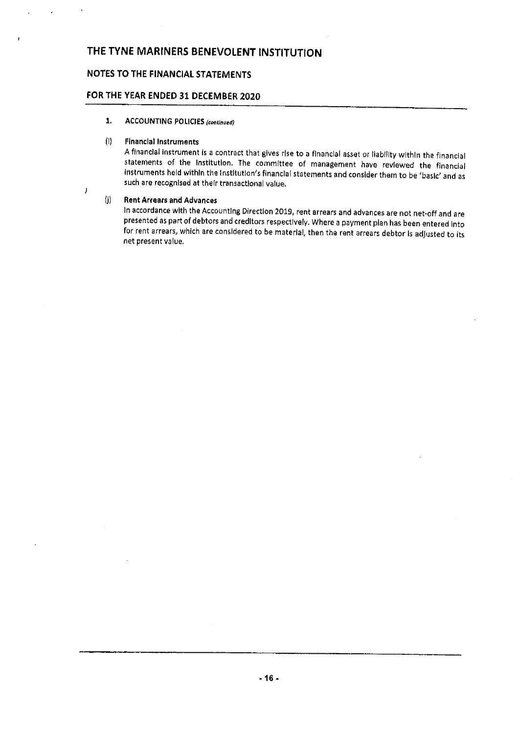# THE TYNE MARINERS BENEVOLENT INSTITUTION

## NOTES TO THE FINANCIAL STATEMENTS

## FOR THE YEAR ENDED 31 DECEMBER 2020

**1. ACCOUNTING POLICIES** *(continued)*

**(i) Financial Instruments**

A financial instrument is a contract that gives rise to a financial asset or liability within the financial statements of the Institution. The committee of management have reviewed the financial instruments held within the Institution's financial statements and consider them to be 'basic' and as such are recognised at their transactional value.

**(j) Rent Arrears and Advances**

In accordance with the Accounting Direction 2019, rent arrears and advances are not net-off and are presented as part of debtors and creditors respectively. Where a payment plan has been entered into for rent arrears, which are considered to be material, then the rent arrears debtor is adjusted to its net present value.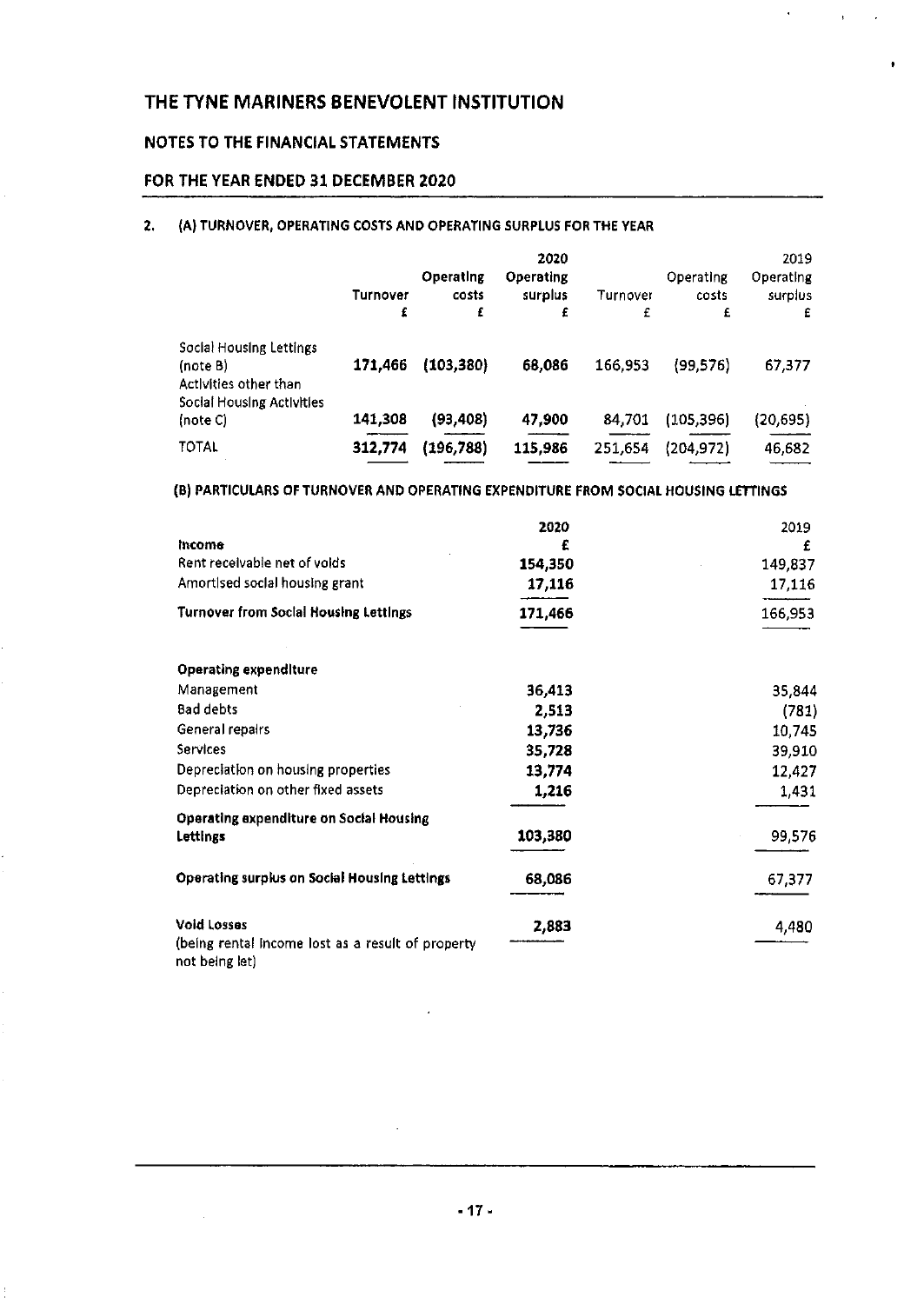# THE TYNE MARINERS BENEVOLENT INSTITUTION

## NOTES TO THE FINANCIAL STATEMENTS

## FOR THE YEAR ENDED 31 DECEMBER 2020

### 2. (A) TURNOVER, OPERATING COSTS AND OPERATING SURPLUS FOR THE YEAR

| | Turnover £ | Operating costs £ | 2020 Operating surplus £ | Turnover £ | Operating costs £ | 2019 Operating surplus £ |
|---|---|---|---|---|---|---|
| Social Housing Lettings (note B) | **171,466** | **(103,380)** | **68,086** | 166,953 | (99,576) | 67,377 |
| Activities other than Social Housing Activities (note C) | **141,308** | **(93,408)** | **47,900** | 84,701 | (105,396) | (20,695) |
| TOTAL | **312,774** | **(196,788)** | **115,986** | 251,654 | (204,972) | 46,682 |

### (B) PARTICULARS OF TURNOVER AND OPERATING EXPENDITURE FROM SOCIAL HOUSING LETTINGS

| | 2020 £ | 2019 £ |
|---|---|---|
| **Income** | | |
| Rent receivable net of voids | **154,350** | 149,837 |
| Amortised social housing grant | **17,116** | 17,116 |
| **Turnover from Social Housing Lettings** | **171,466** | 166,953 |
| | | |
| **Operating expenditure** | | |
| Management | **36,413** | 35,844 |
| Bad debts | **2,513** | (781) |
| General repairs | **13,736** | 10,745 |
| Services | **35,728** | 39,910 |
| Depreciation on housing properties | **13,774** | 12,427 |
| Depreciation on other fixed assets | **1,216** | 1,431 |
| **Operating expenditure on Social Housing Lettings** | **103,380** | 99,576 |
| | | |
| **Operating surplus on Social Housing Lettings** | **68,086** | 67,377 |
| | | |
| **Void Losses** (being rental income lost as a result of property not being let) | **2,883** | 4,480 |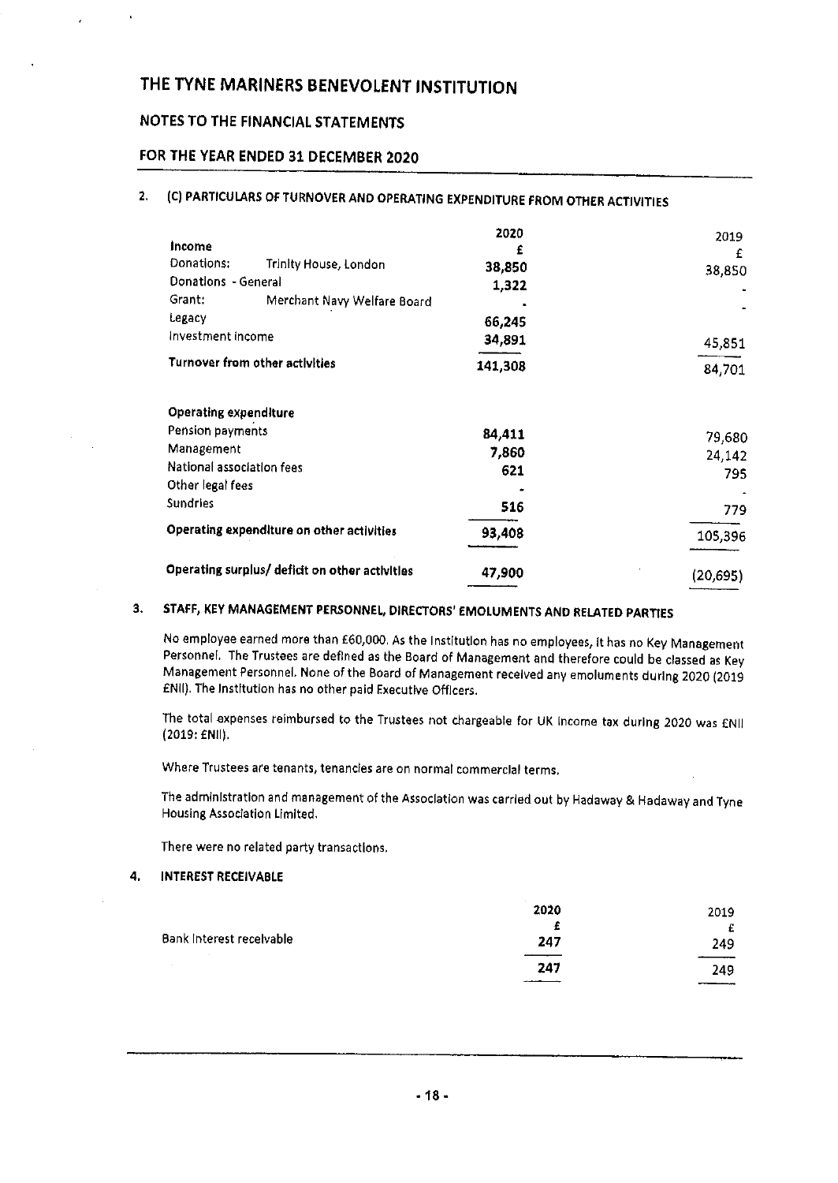# THE TYNE MARINERS BENEVOLENT INSTITUTION

## NOTES TO THE FINANCIAL STATEMENTS

## FOR THE YEAR ENDED 31 DECEMBER 2020

### 2. (C) PARTICULARS OF TURNOVER AND OPERATING EXPENDITURE FROM OTHER ACTIVITIES

| | 2020 | 2019 |
|---|---|---|
| **Income** | £ | £ |
| Donations: Trinity House, London | 38,850 | 38,850 |
| Donations - General | 1,322 | - |
| Grant: Merchant Navy Welfare Board | - | - |
| Legacy | 66,245 | |
| Investment income | 34,891 | 45,851 |
| **Turnover from other activities** | 141,308 | 84,701 |
| | | |
| **Operating expenditure** | | |
| Pension payments | 84,411 | 79,680 |
| Management | 7,860 | 24,142 |
| National association fees | 621 | 795 |
| Other legal fees | - | - |
| Sundries | 516 | 779 |
| **Operating expenditure on other activities** | 93,408 | 105,396 |
| | | |
| **Operating surplus/ deficit on other activities** | 47,900 | (20,695) |

### 3. STAFF, KEY MANAGEMENT PERSONNEL, DIRECTORS' EMOLUMENTS AND RELATED PARTIES

No employee earned more than £60,000. As the Institution has no employees, it has no Key Management Personnel. The Trustees are defined as the Board of Management and therefore could be classed as Key Management Personnel. None of the Board of Management received any emoluments during 2020 (2019 £Nil). The Institution has no other paid Executive Officers.

The total expenses reimbursed to the Trustees not chargeable for UK income tax during 2020 was £Nil (2019: £Nil).

Where Trustees are tenants, tenancies are on normal commercial terms.

The administration and management of the Association was carried out by Hadaway & Hadaway and Tyne Housing Association Limited.

There were no related party transactions.

### 4. INTEREST RECEIVABLE

| | 2020 | 2019 |
|---|---|---|
| | £ | £ |
| Bank interest receivable | 247 | 249 |
| | 247 | 249 |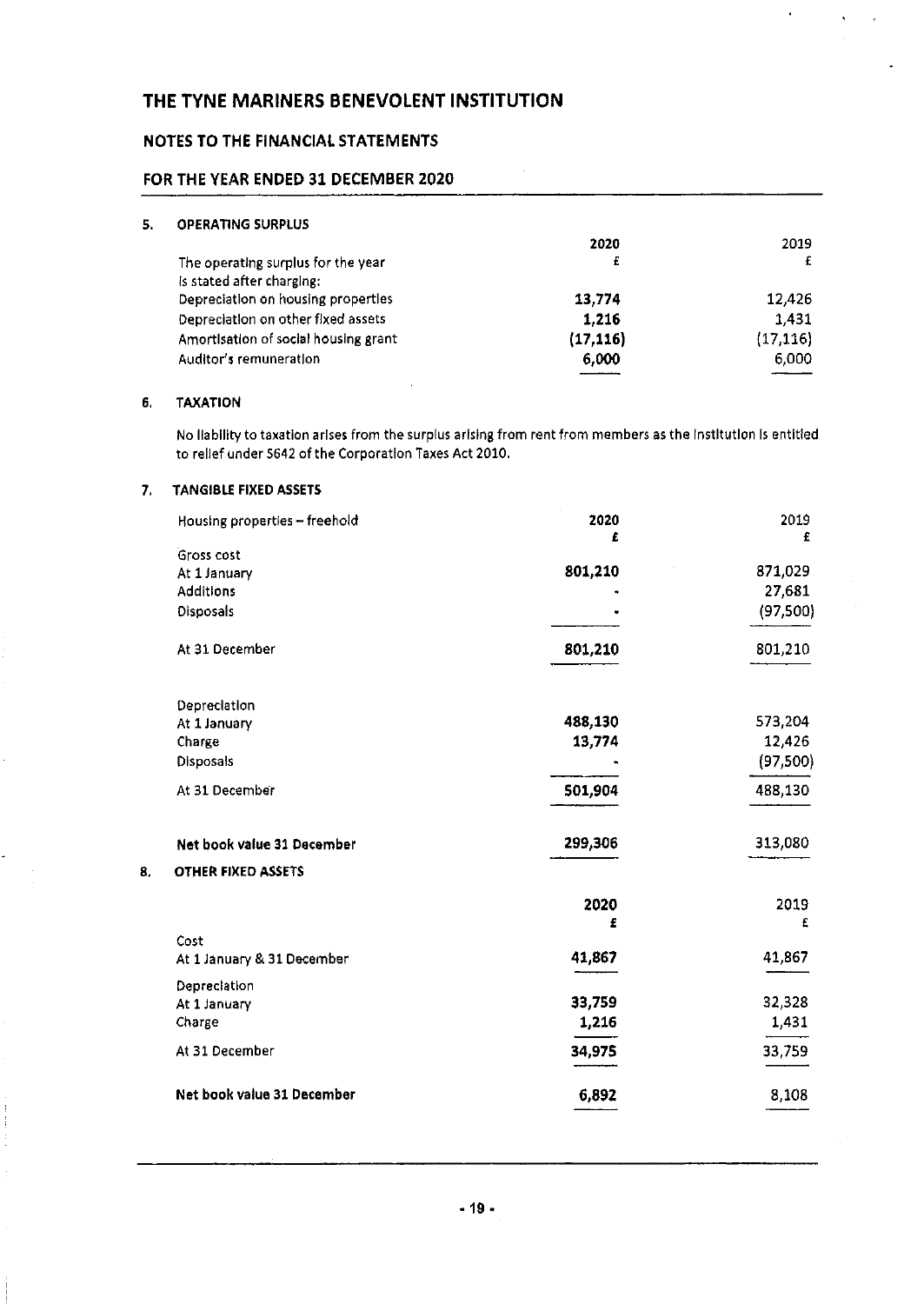# THE TYNE MARINERS BENEVOLENT INSTITUTION

## NOTES TO THE FINANCIAL STATEMENTS

## FOR THE YEAR ENDED 31 DECEMBER 2020

### 5. OPERATING SURPLUS

| | 2020 | 2019 |
|---|---|---|
| The operating surplus for the year is stated after charging: | £ | £ |
| Depreciation on housing properties | **13,774** | 12,426 |
| Depreciation on other fixed assets | **1,216** | 1,431 |
| Amortisation of social housing grant | **(17,116)** | (17,116) |
| Auditor's remuneration | **6,000** | 6,000 |

### 6. TAXATION

No liability to taxation arises from the surplus arising from rent from members as the institution is entitled to relief under S642 of the Corporation Taxes Act 2010.

### 7. TANGIBLE FIXED ASSETS

| Housing properties – freehold | 2020 £ | 2019 £ |
|---|---|---|
| Gross cost | | |
| At 1 January | **801,210** | 871,029 |
| Additions | - | 27,681 |
| Disposals | - | (97,500) |
| At 31 December | **801,210** | 801,210 |
| Depreciation | | |
| At 1 January | **488,130** | 573,204 |
| Charge | **13,774** | 12,426 |
| Disposals | - | (97,500) |
| At 31 December | **501,904** | 488,130 |
| **Net book value 31 December** | **299,306** | 313,080 |

### 8. OTHER FIXED ASSETS

| | 2020 £ | 2019 £ |
|---|---|---|
| Cost | | |
| At 1 January & 31 December | **41,867** | 41,867 |
| Depreciation | | |
| At 1 January | **33,759** | 32,328 |
| Charge | **1,216** | 1,431 |
| At 31 December | **34,975** | 33,759 |
| **Net book value 31 December** | **6,892** | 8,108 |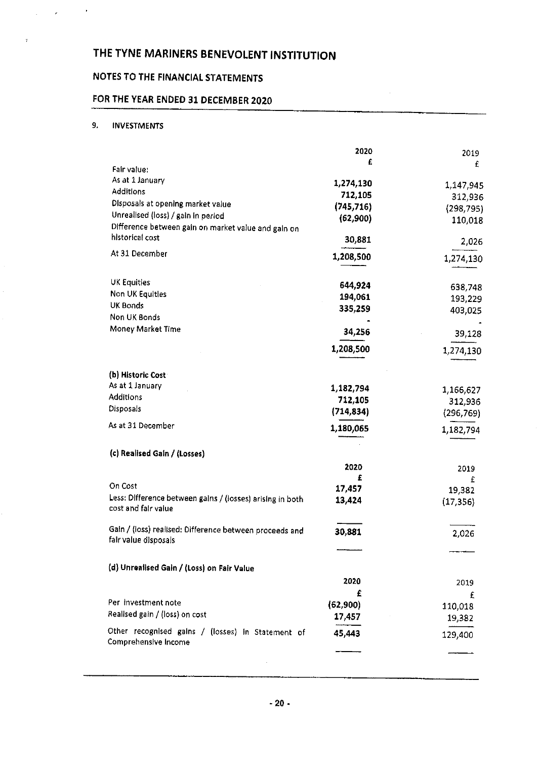# THE TYNE MARINERS BENEVOLENT INSTITUTION

## NOTES TO THE FINANCIAL STATEMENTS

## FOR THE YEAR ENDED 31 DECEMBER 2020

### 9. INVESTMENTS

| | 2020 | 2019 |
|---|---|---|
| | £ | £ |
| Fair value: | | |
| As at 1 January | 1,274,130 | 1,147,945 |
| Additions | 712,105 | 312,936 |
| Disposals at opening market value | (745,716) | (298,795) |
| Unrealised (loss) / gain in period | (62,900) | 110,018 |
| Difference between gain on market value and gain on historical cost | 30,881 | 2,026 |
| At 31 December | 1,208,500 | 1,274,130 |
| | | |
| UK Equities | 644,924 | 638,748 |
| Non UK Equities | 194,061 | 193,229 |
| UK Bonds | 335,259 | 403,025 |
| Non UK Bonds | - | - |
| Money Market Time | 34,256 | 39,128 |
| | 1,208,500 | 1,274,130 |

**(b) Historic Cost**

| | 2020 | 2019 |
|---|---|---|
| As at 1 January | 1,182,794 | 1,166,627 |
| Additions | 712,105 | 312,936 |
| Disposals | (714,834) | (296,769) |
| As at 31 December | 1,180,065 | 1,182,794 |

**(c) Realised Gain / (Losses)**

| | 2020 | 2019 |
|---|---|---|
| | £ | £ |
| On Cost | 17,457 | 19,382 |
| Less: Difference between gains / (losses) arising in both cost and fair value | 13,424 | (17,356) |
| Gain / (loss) realised: Difference between proceeds and fair value disposals | 30,881 | 2,026 |

**(d) Unrealised Gain / (Loss) on Fair Value**

| | 2020 | 2019 |
|---|---|---|
| | £ | £ |
| Per investment note | (62,900) | 110,018 |
| Realised gain / (loss) on cost | 17,457 | 19,382 |
| Other recognised gains / (losses) in Statement of Comprehensive Income | 45,443 | 129,400 |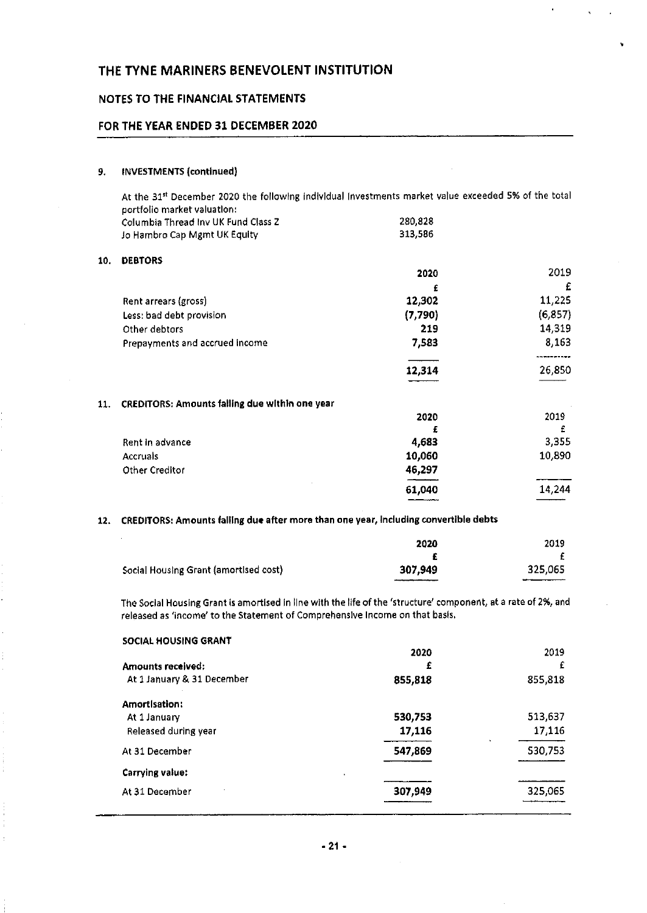# THE TYNE MARINERS BENEVOLENT INSTITUTION

## NOTES TO THE FINANCIAL STATEMENTS

## FOR THE YEAR ENDED 31 DECEMBER 2020

### 9. INVESTMENTS (continued)

At the 31st December 2020 the following individual investments market value exceeded 5% of the total portfolio market valuation:

| | |
|---|---|
| Columbia Thread Inv UK Fund Class Z | 280,828 |
| Jo Hambro Cap Mgmt UK Equity | 313,586 |

### 10. DEBTORS

| | 2020 | 2019 |
|---|---|---|
| | £ | £ |
| Rent arrears (gross) | **12,302** | 11,225 |
| Less: bad debt provision | **(7,790)** | (6,857) |
| Other debtors | **219** | 14,319 |
| Prepayments and accrued income | **7,583** | 8,163 |
| | **12,314** | 26,850 |

### 11. CREDITORS: Amounts falling due within one year

| | 2020 | 2019 |
|---|---|---|
| | £ | £ |
| Rent in advance | **4,683** | 3,355 |
| Accruals | **10,060** | 10,890 |
| Other Creditor | **46,297** | |
| | **61,040** | 14,244 |

### 12. CREDITORS: Amounts falling due after more than one year, including convertible debts

| | 2020 | 2019 |
|---|---|---|
| | £ | £ |
| Social Housing Grant (amortised cost) | **307,949** | 325,065 |

The Social Housing Grant is amortised in line with the life of the 'structure' component, at a rate of 2%, and released as 'income' to the Statement of Comprehensive Income on that basis.

**SOCIAL HOUSING GRANT**

| | 2020 | 2019 |
|---|---|---|
| **Amounts received:** | £ | £ |
| At 1 January & 31 December | **855,818** | 855,818 |
| **Amortisation:** | | |
| At 1 January | **530,753** | 513,637 |
| Released during year | **17,116** | 17,116 |
| At 31 December | **547,869** | 530,753 |
| **Carrying value:** | | |
| At 31 December | **307,949** | 325,065 |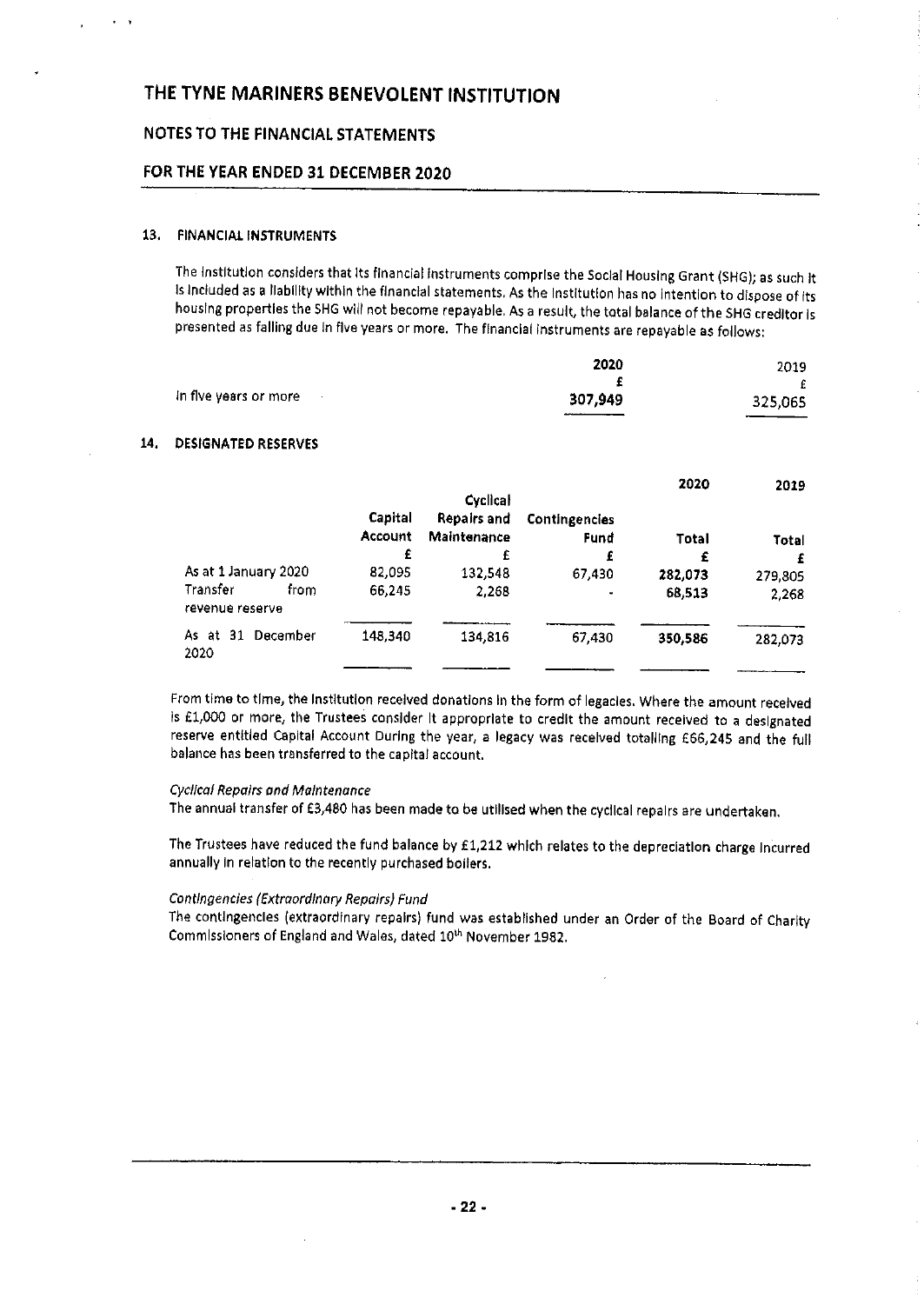# THE TYNE MARINERS BENEVOLENT INSTITUTION

## NOTES TO THE FINANCIAL STATEMENTS

## FOR THE YEAR ENDED 31 DECEMBER 2020

### 13. FINANCIAL INSTRUMENTS

The Institution considers that its financial instruments comprise the Social Housing Grant (SHG); as such it is included as a liability within the financial statements. As the Institution has no intention to dispose of its housing properties the SHG will not become repayable. As a result, the total balance of the SHG creditor is presented as falling due in five years or more. The financial instruments are repayable as follows:

| | 2020 | 2019 |
|---|---|---|
| | £ | £ |
| In five years or more | 307,949 | 325,065 |

### 14. DESIGNATED RESERVES

| | Capital Account | Cyclical Repairs and Maintenance | Contingencies Fund | 2020 Total | 2019 Total |
|---|---|---|---|---|---|
| | £ | £ | £ | £ | £ |
| As at 1 January 2020 | 82,095 | 132,548 | 67,430 | 282,073 | 279,805 |
| Transfer from revenue reserve | 66,245 | 2,268 | - | 68,513 | 2,268 |
| As at 31 December 2020 | 148,340 | 134,816 | 67,430 | 350,586 | 282,073 |

From time to time, the Institution received donations in the form of legacies. Where the amount received is £1,000 or more, the Trustees consider it appropriate to credit the amount received to a designated reserve entitled Capital Account During the year, a legacy was received totalling £66,245 and the full balance has been transferred to the capital account.

*Cyclical Repairs and Maintenance*

The annual transfer of £3,480 has been made to be utilised when the cyclical repairs are undertaken.

The Trustees have reduced the fund balance by £1,212 which relates to the depreciation charge incurred annually in relation to the recently purchased boilers.

*Contingencies (Extraordinary Repairs) Fund*

The contingencies (extraordinary repairs) fund was established under an Order of the Board of Charity Commissioners of England and Wales, dated 10th November 1982.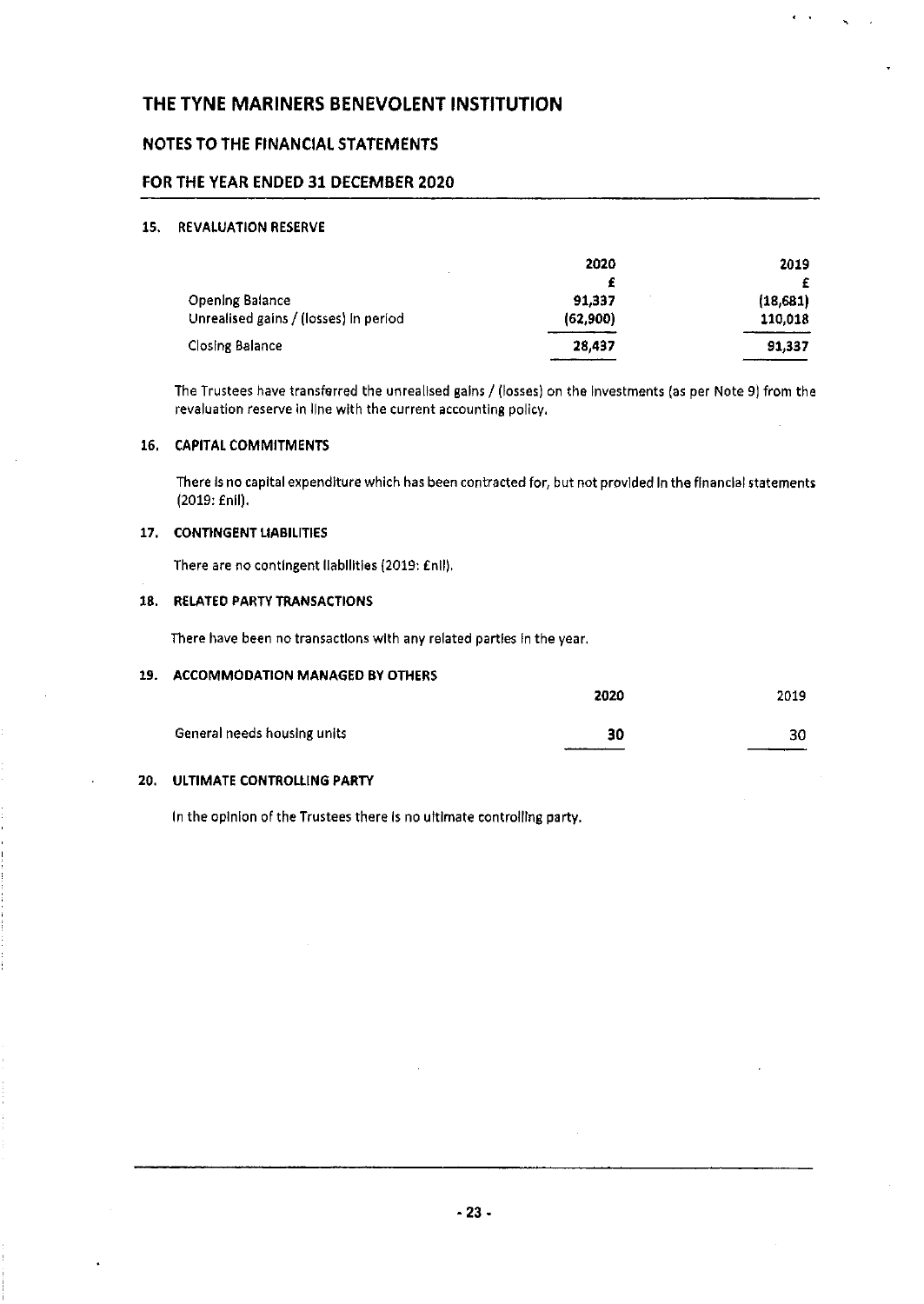# THE TYNE MARINERS BENEVOLENT INSTITUTION

## NOTES TO THE FINANCIAL STATEMENTS

## FOR THE YEAR ENDED 31 DECEMBER 2020

### 15. REVALUATION RESERVE

| | 2020 | 2019 |
|---|---|---|
| | £ | £ |
| Opening Balance | 91,337 | (18,681) |
| Unrealised gains / (losses) in period | (62,900) | 110,018 |
| Closing Balance | 28,437 | 91,337 |

The Trustees have transferred the unrealised gains / (losses) on the investments (as per Note 9) from the revaluation reserve in line with the current accounting policy.

### 16. CAPITAL COMMITMENTS

There is no capital expenditure which has been contracted for, but not provided in the financial statements (2019: £nil).

### 17. CONTINGENT LIABILITIES

There are no contingent liabilities (2019: £nil).

### 18. RELATED PARTY TRANSACTIONS

There have been no transactions with any related parties in the year.

### 19. ACCOMMODATION MANAGED BY OTHERS

| | 2020 | 2019 |
|---|---|---|
| General needs housing units | 30 | 30 |

### 20. ULTIMATE CONTROLLING PARTY

In the opinion of the Trustees there is no ultimate controlling party.